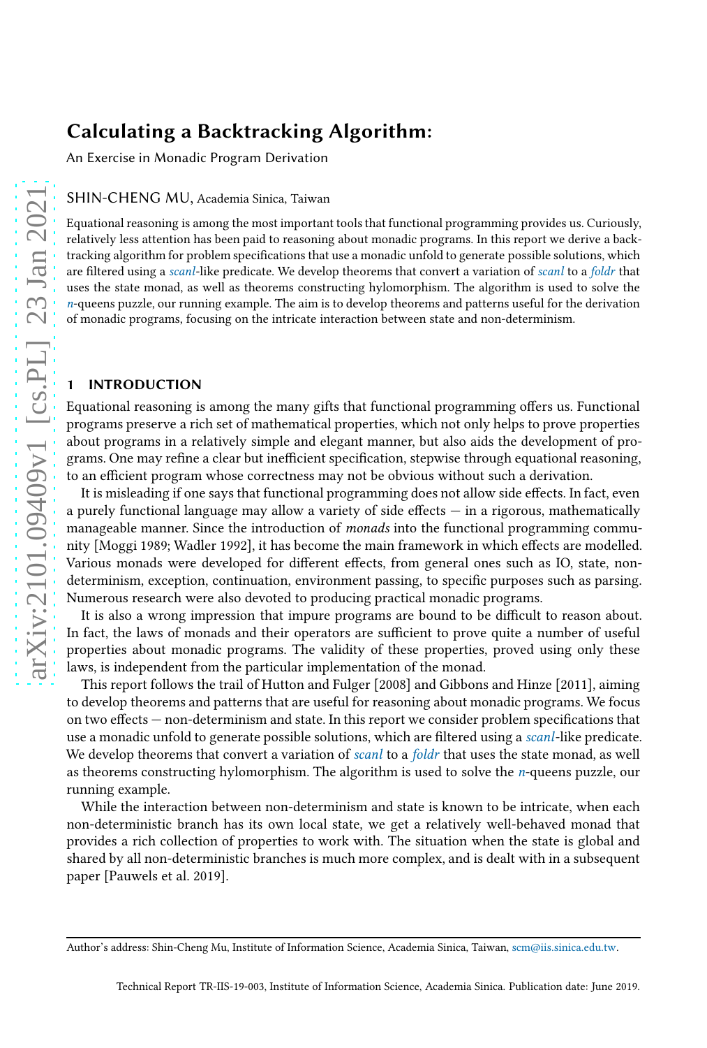# Calculating a Backtracking Algorithm:

An Exercise in Monadic Program Derivation

SHIN-CHENG MU, Academia Sinica, Taiwan

Equational reasoning is among the most important tools that functional programming provides us. Curiously, relatively less attention has been paid to reasoning about monadic programs. In this report we derive a backtracking algorithm for problem specifications that use a monadic unfold to generate possible solutions, which are filtered using a *scanl*-like predicate. We develop theorems that convert a variation of *scanl* to a *foldr* that uses the state monad, as well as theorems constructing hylomorphism. The algorithm is used to solve the *n*-queens puzzle, our running example. The aim is to develop theorems and patterns useful for the derivation of monadic programs, focusing on the intricate interaction between state and non-determinism.

## 1 INTRODUCTION

Equational reasoning is among the many gifts that functional programming offers us. Functional programs preserve a rich set of mathematical properties, which not only helps to prove properties about programs in a relatively simple and elegant manner, but also aids the development of programs. One may refine a clear but inefficient specification, stepwise through equational reasoning, to an efficient program whose correctness may not be obvious without such a derivation.

It is misleading if one says that functional programming does not allow side effects. In fact, even a purely functional language may allow a variety of side effects — in a rigorous, mathematically manageable manner. Since the introduction of *monads* into the functional programming community [Moggi 1989; Wadler 1992], it has become the main framework in which effects are modelled. Various monads were developed for different effects, from general ones such as IO, state, non-determinism, exception, continuation, environment passing, to specific purposes such as parsing. Numerous research were also devoted to producing practical monadic programs.

It is also a wrong impression that impure programs are bound to be difficult to reason about. In fact, the laws of monads and their operators are sufficient to prove quite a number of useful properties about monadic programs. The validity of these properties, proved using only these laws, is independent from the particular implementation of the monad.

This report follows the trail of Hutton and Fulger [2008] and Gibbons and Hinze [2011], aiming to develop theorems and patterns that are useful for reasoning about monadic programs. We focus on two effects — non-determinism and state. In this report we consider problem specifications that use a monadic unfold to generate possible solutions, which are filtered using a *scanl*-like predicate. We develop theorems that convert a variation of *scanl* to a *foldr* that uses the state monad, as well as theorems constructing hylomorphism. The algorithm is used to solve the *n*-queens puzzle, our running example.

While the interaction between non-determinism and state is known to be intricate, when each non-deterministic branch has its own local state, we get a relatively well-behaved monad that provides a rich collection of properties to work with. The situation when the state is global and shared by all non-deterministic branches is much more complex, and is dealt with in a subsequent paper [Pauwels et al. 2019].

Author's address: Shin-Cheng Mu, Institute of Information Science, Academia Sinica, Taiwan, scm@iis.sinica.edu.tw.

Technical Report TR-IIS-19-003, Institute of Information Science, Academia Sinica. Publication date: June 2019.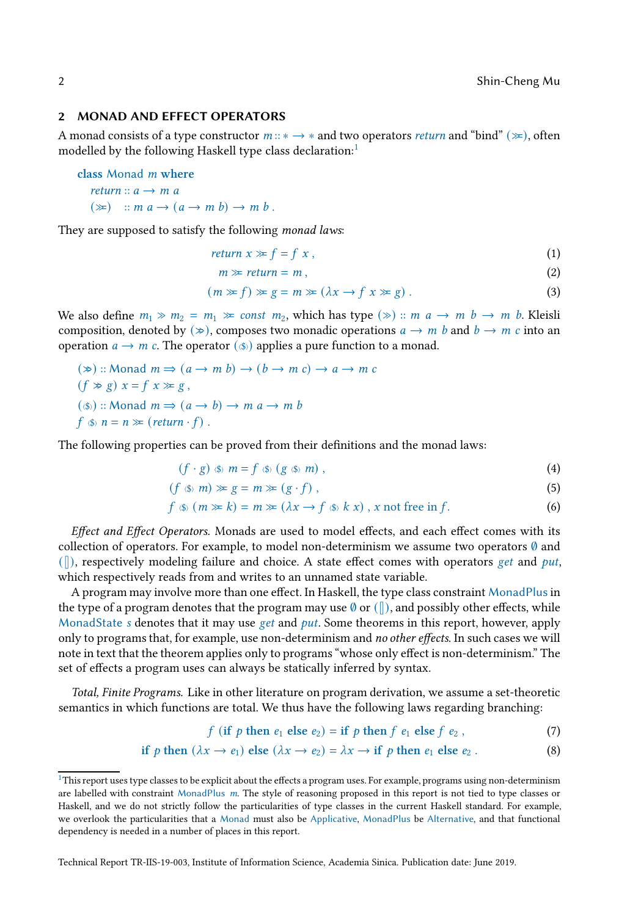## 2 MONAD AND EFFECT OPERATORS

A monad consists of a type constructor $m :: * \rightarrow *$ and two operators *return* and "bind" $(\gg\!=)$, often modelled by the following Haskell type class declaration:[1]

$$
\begin{array}{l}
\mathbf{class}\ \mathsf{Monad}\ m\ \mathbf{where} \\
\quad \mathit{return} :: a \rightarrow m\ a \\
\quad (\gg\!=) \quad :: m\ a \rightarrow (a \rightarrow m\ b) \rightarrow m\ b\ .
\end{array}
$$

They are supposed to satisfy the following *monad laws*:

$$
\mathit{return}\ x \gg\!= f = f\ x\ , \tag{1}
$$

$$
m \gg\!= \mathit{return} = m\ , \tag{2}
$$

$$
(m \gg\!= f) \gg\!= g = m \gg\!= (\lambda x \rightarrow f\ x \gg\!= g)\ . \tag{3}
$$

We also define $m_1 \gg m_2 = m_1 \gg\!= \mathit{const}\ m_2$, which has type $(\gg) :: m\ a \rightarrow m\ b \rightarrow m\ b$. Kleisli composition, denoted by $(\ggg)$, composes two monadic operations $a \rightarrow m\ b$ and $b \rightarrow m\ c$ into an operation $a \rightarrow m\ c$. The operator $(\langle\$\rangle)$ applies a pure function to a monad.

$$
\begin{array}{l}
(\ggg) :: \mathsf{Monad}\ m \Rightarrow (a \rightarrow m\ b) \rightarrow (b \rightarrow m\ c) \rightarrow a \rightarrow m\ c \\
(f \ggg g)\ x = f\ x \gg\!= g\ , \\
(\langle\$\rangle) :: \mathsf{Monad}\ m \Rightarrow (a \rightarrow b) \rightarrow m\ a \rightarrow m\ b \\
f \ \langle\$\rangle\ n = n \gg\!= (\mathit{return} \cdot f)\ .
\end{array}
$$

The following properties can be proved from their definitions and the monad laws:

$$
(f \cdot g)\ \langle\$\rangle\ m = f\ \langle\$\rangle\ (g\ \langle\$\rangle\ m)\ , \tag{4}
$$

$$
(f\ \langle\$\rangle\ m) \gg\!= g = m \gg\!= (g \cdot f)\ , \tag{5}
$$

$$
f\ \langle\$\rangle\ (m \gg\!= k) = m \gg\!= (\lambda x \rightarrow f\ \langle\$\rangle\ k\ x)\ ,\ x \text{ not free in } f. \tag{6}
$$

*Effect and Effect Operators.* Monads are used to model effects, and each effect comes with its collection of operators. For example, to model non-determinism we assume two operators $\emptyset$ and $(\|)$, respectively modeling failure and choice. A state effect comes with operators *get* and *put*, which respectively reads from and writes to an unnamed state variable.

A program may involve more than one effect. In Haskell, the type class constraint MonadPlus in the type of a program denotes that the program may use $\emptyset$ or $(\|)$, and possibly other effects, while MonadState $s$ denotes that it may use *get* and *put*. Some theorems in this report, however, apply only to programs that, for example, use non-determinism and *no other effects*. In such cases we will note in text that the theorem applies only to programs "whose only effect is non-determinism." The set of effects a program uses can always be statically inferred by syntax.

*Total, Finite Programs.* Like in other literature on program derivation, we assume a set-theoretic semantics in which functions are total. We thus have the following laws regarding branching:

$$
f\ (\mathbf{if}\ p\ \mathbf{then}\ e_1\ \mathbf{else}\ e_2) = \mathbf{if}\ p\ \mathbf{then}\ f\ e_1\ \mathbf{else}\ f\ e_2\ , \tag{7}
$$

$$
\mathbf{if}\ p\ \mathbf{then}\ (\lambda x \rightarrow e_1)\ \mathbf{else}\ (\lambda x \rightarrow e_2) = \lambda x \rightarrow \mathbf{if}\ p\ \mathbf{then}\ e_1\ \mathbf{else}\ e_2\ . \tag{8}
$$

[1] This report uses type classes to be explicit about the effects a program uses. For example, programs using non-determinism are labelled with constraint MonadPlus $m$. The style of reasoning proposed in this report is not tied to type classes or Haskell, and we do not strictly follow the particularities of type classes in the current Haskell standard. For example, we overlook the particularities that a Monad must also be Applicative, MonadPlus be Alternative, and that functional dependency is needed in a number of places in this report.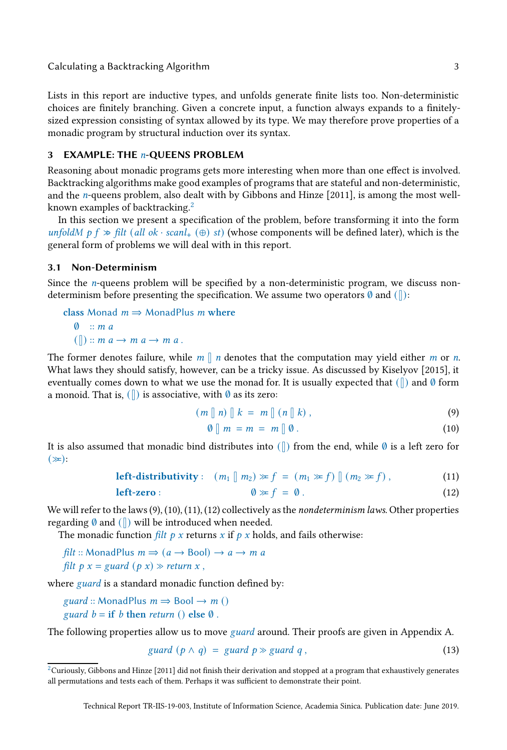Lists in this report are inductive types, and unfolds generate finite lists too. Non-deterministic choices are finitely branching. Given a concrete input, a function always expands to a finitely-sized expression consisting of syntax allowed by its type. We may therefore prove properties of a monadic program by structural induction over its syntax.

## 3 EXAMPLE: THE $n$-QUEENS PROBLEM

Reasoning about monadic programs gets more interesting when more than one effect is involved. Backtracking algorithms make good examples of programs that are stateful and non-deterministic, and the $n$-queens problem, also dealt with by Gibbons and Hinze [2011], is among the most well-known examples of backtracking.[2]

In this section we present a specification of the problem, before transforming it into the form $\mathit{unfoldM}\ p\ f \mathbin{\gg\!\!=} \mathit{filt}\ (\mathit{all}\ \mathit{ok} \cdot \mathit{scanl}_{+}\ (\oplus)\ \mathit{st})$ (whose components will be defined later), which is the general form of problems we will deal with in this report.

### 3.1 Non-Determinism

Since the $n$-queens problem will be specified by a non-deterministic program, we discuss non-determinism before presenting the specification. We assume two operators $\emptyset$ and $(\talloblong)$:

$$
\begin{array}{l}
\textbf{class}\ \mathsf{Monad}\ m \Rightarrow \mathsf{MonadPlus}\ m\ \textbf{where} \\
\quad \emptyset \quad :: m\ a \\
\quad (\talloblong) :: m\ a \rightarrow m\ a \rightarrow m\ a\ .
\end{array}
$$

The former denotes failure, while $m \talloblong n$ denotes that the computation may yield either $m$ or $n$. What laws they should satisfy, however, can be a tricky issue. As discussed by Kiselyov [2015], it eventually comes down to what we use the monad for. It is usually expected that $(\talloblong)$ and $\emptyset$ form a monoid. That is, $(\talloblong)$ is associative, with $\emptyset$ as its zero:

$$
(m \talloblong n) \talloblong k \;=\; m \talloblong (n \talloblong k)\ , \tag{9}
$$

$$
\emptyset \talloblong m \;=\; m \;=\; m \talloblong \emptyset\ . \tag{10}
$$

It is also assumed that monadic bind distributes into $(\talloblong)$ from the end, while $\emptyset$ is a left zero for $(\mathbin{\gg\!\!=})$:

$$
\textbf{left-distributivity}: \quad (m_1 \talloblong m_2) \mathbin{\gg\!\!=} f \;=\; (m_1 \mathbin{\gg\!\!=} f) \talloblong (m_2 \mathbin{\gg\!\!=} f)\ , \tag{11}
$$

$$
\textbf{left-zero}: \quad \emptyset \mathbin{\gg\!\!=} f \;=\; \emptyset\ . \tag{12}
$$

We will refer to the laws (9), (10), (11), (12) collectively as the *nondeterminism laws*. Other properties regarding $\emptyset$ and $(\talloblong)$ will be introduced when needed.

The monadic function $\mathit{filt}\ p\ x$ returns $x$ if $p\ x$ holds, and fails otherwise:

$$
\begin{array}{l}
\mathit{filt} :: \mathsf{MonadPlus}\ m \Rightarrow (a \rightarrow \mathsf{Bool}) \rightarrow a \rightarrow m\ a \\
\mathit{filt}\ p\ x = \mathit{guard}\ (p\ x) \gg \mathit{return}\ x\ ,
\end{array}
$$

where $\mathit{guard}$ is a standard monadic function defined by:

$$
\begin{array}{l}
\mathit{guard} :: \mathsf{MonadPlus}\ m \Rightarrow \mathsf{Bool} \rightarrow m\ () \\
\mathit{guard}\ b = \textbf{if}\ b\ \textbf{then}\ \mathit{return}\ ()\ \textbf{else}\ \emptyset\ .
\end{array}
$$

The following properties allow us to move $\mathit{guard}$ around. Their proofs are given in Appendix A.

$$
\mathit{guard}\ (p \land q) \;=\; \mathit{guard}\ p \gg \mathit{guard}\ q\ , \tag{13}
$$

[2] Curiously, Gibbons and Hinze [2011] did not finish their derivation and stopped at a program that exhaustively generates all permutations and tests each of them. Perhaps it was sufficient to demonstrate their point.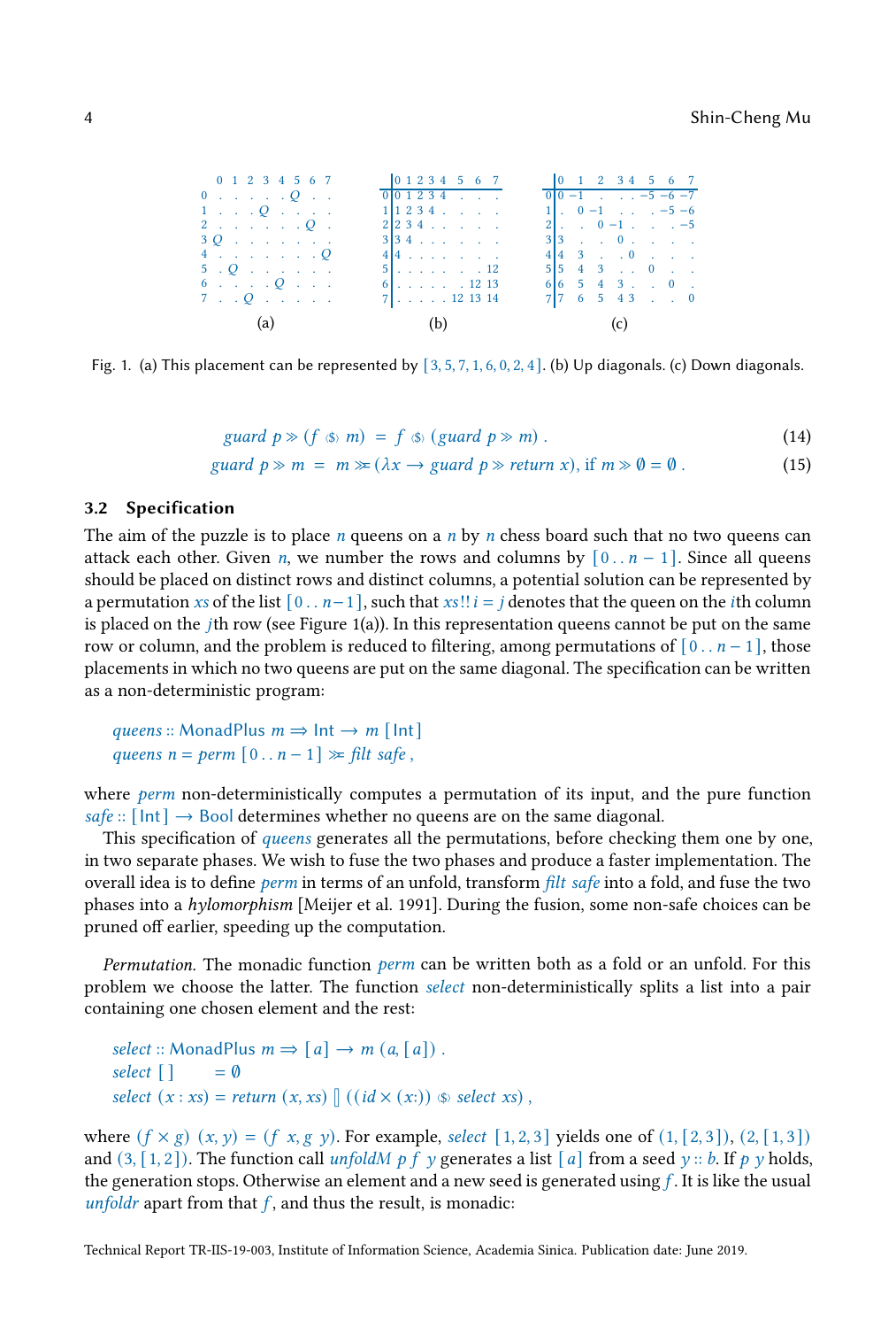**(a)**

| | 0 | 1 | 2 | 3 | 4 | 5 | 6 | 7 |
|---|---|---|---|---|---|---|---|---|
| 0 | . | . | . | . | . | Q | . | . |
| 1 | . | . | Q | . | . | . | . | . |
| 2 | . | . | . | . | . | . | Q | . |
| 3 | Q | . | . | . | . | . | . | . |
| 4 | . | . | . | . | . | . | . | Q |
| 5 | . | Q | . | . | . | . | . | . |
| 6 | . | . | . | . | Q | . | . | . |
| 7 | . | . | Q | . | . | . | . | . |

**(b)**

| | 0 | 1 | 2 | 3 | 4 | 5 | 6 | 7 |
|---|---|---|---|---|---|---|---|---|
| 0 | 0 | 1 | 2 | 3 | 4 | . | . | . |
| 1 | 1 | 2 | 3 | 4 | . | . | . | . |
| 2 | 2 | 3 | 4 | . | . | . | . | . |
| 3 | 3 | 4 | . | . | . | . | . | . |
| 4 | 4 | . | . | . | . | . | . | . |
| 5 | . | . | . | . | . | . | . | 12 |
| 6 | . | . | . | . | . | . | 12 | 13 |
| 7 | . | . | . | . | . | 12 | 13 | 14 |

**(c)**

| | 0 | 1 | 2 | 3 | 4 | 5 | 6 | 7 |
|---|---|---|---|---|---|---|---|---|
| 0 | 0 | −1 | . | . | . | −5 | −6 | −7 |
| 1 | . | 0 | −1 | . | . | . | −5 | −6 |
| 2 | . | . | 0 | −1 | . | . | . | −5 |
| 3 | 3 | . | . | 0 | . | . | . | . |
| 4 | 4 | 3 | . | . | 0 | . | . | . |
| 5 | 5 | 4 | 3 | . | . | 0 | . | . |
| 6 | 6 | 5 | 4 | 3 | . | . | 0 | . |
| 7 | 7 | 6 | 5 | 4 | 3 | . | . | 0 |

Fig. 1. (a) This placement can be represented by $[3, 5, 7, 1, 6, 0, 2, 4]$. (b) Up diagonals. (c) Down diagonals.

$$guard\ p \gg (f \mathbin{\langle\$\rangle} m) \;=\; f \mathbin{\langle\$\rangle} (guard\ p \gg m)\ . \tag{14}$$

$$guard\ p \gg m \;=\; m \gg\!= (\lambda x \rightarrow guard\ p \gg return\ x), \text{ if } m \gg \emptyset = \emptyset\ . \tag{15}$$

### 3.2 Specification

The aim of the puzzle is to place $n$ queens on a $n$ by $n$ chess board such that no two queens can attack each other. Given $n$, we number the rows and columns by $[0 \mathinner{..} n-1]$. Since all queens should be placed on distinct rows and distinct columns, a potential solution can be represented by a permutation $xs$ of the list $[0 \mathinner{..} n-1]$, such that $xs\,!!\,i = j$ denotes that the queen on the $i$th column is placed on the $j$th row (see Figure 1(a)). In this representation queens cannot be put on the same row or column, and the problem is reduced to filtering, among permutations of $[0 \mathinner{..} n-1]$, those placements in which no two queens are put on the same diagonal. The specification can be written as a non-deterministic program:

```
queens :: MonadPlus m ⇒ Int → m [Int]
queens n = perm [0 .. n − 1] >>= filt safe ,
```

where *perm* non-deterministically computes a permutation of its input, and the pure function $safe :: [\mathsf{Int}] \rightarrow \mathsf{Bool}$ determines whether no queens are on the same diagonal.

This specification of *queens* generates all the permutations, before checking them one by one, in two separate phases. We wish to fuse the two phases and produce a faster implementation. The overall idea is to define *perm* in terms of an unfold, transform *filt safe* into a fold, and fuse the two phases into a *hylomorphism* [Meijer et al. 1991]. During the fusion, some non-safe choices can be pruned off earlier, speeding up the computation.

*Permutation.* The monadic function *perm* can be written both as a fold or an unfold. For this problem we choose the latter. The function *select* non-deterministically splits a list into a pair containing one chosen element and the rest:

```
select :: MonadPlus m ⇒ [a] → m (a, [a]) .
select [ ]      = ∅
select (x : xs) = return (x, xs) [] ((id × (x:)) <$> select xs) ,
```

where $(f \times g)\ (x, y) = (f\ x, g\ y)$. For example, $select\ [1, 2, 3]$ yields one of $(1, [2, 3])$, $(2, [1, 3])$ and $(3, [1, 2])$. The function call $unfoldM\ p\ f\ y$ generates a list $[a]$ from a seed $y :: b$. If $p\ y$ holds, the generation stops. Otherwise an element and a new seed is generated using $f$. It is like the usual *unfoldr* apart from that $f$, and thus the result, is monadic: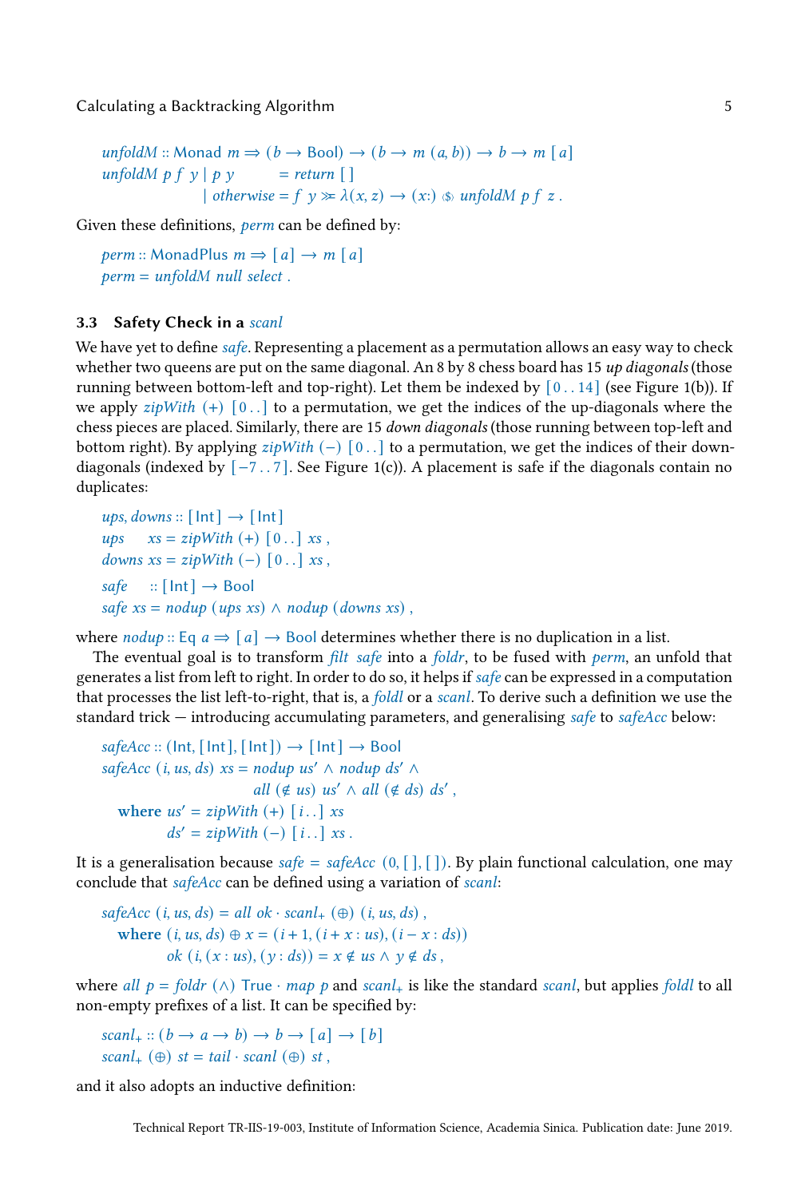$$
\begin{array}{l}
unfoldM :: \text{Monad } m \Rightarrow (b \rightarrow \text{Bool}) \rightarrow (b \rightarrow m\ (a, b)) \rightarrow b \rightarrow m\ [a] \\
unfoldM\ p\ f\ y \mid p\ y \qquad\quad = return\ [\,] \\
\qquad\qquad\qquad \mid otherwise = f\ y \gg\!= \lambda(x, z) \rightarrow (x{:}) \mathbin{\langle\$\rangle} unfoldM\ p\ f\ z\,.
\end{array}
$$

Given these definitions, *perm* can be defined by:

$$
\begin{array}{l}
perm :: \text{MonadPlus } m \Rightarrow [a] \rightarrow m\ [a] \\
perm = unfoldM\ null\ select\,.
\end{array}
$$

### 3.3 Safety Check in a *scanl*

We have yet to define *safe*. Representing a placement as a permutation allows an easy way to check whether two queens are put on the same diagonal. An 8 by 8 chess board has 15 *up diagonals* (those running between bottom-left and top-right). Let them be indexed by $[0\,..\,14]$ (see Figure 1(b)). If we apply $zipWith\ (+)\ [0\,..]$ to a permutation, we get the indices of the up-diagonals where the chess pieces are placed. Similarly, there are 15 *down diagonals* (those running between top-left and bottom right). By applying $zipWith\ (-)\ [0\,..]$ to a permutation, we get the indices of their down-diagonals (indexed by $[-7\,..\,7]$. See Figure 1(c)). A placement is safe if the diagonals contain no duplicates:

$$
\begin{array}{l}
ups, downs :: [\text{Int}] \rightarrow [\text{Int}] \\
ups \quad\ \ xs = zipWith\ (+)\ [0\,..]\ xs\,, \\
downs\ xs = zipWith\ (-)\ [0\,..]\ xs\,, \\[4pt]
safe \quad\ :: [\text{Int}] \rightarrow \text{Bool} \\
safe\ xs = nodup\ (ups\ xs) \wedge nodup\ (downs\ xs)\,,
\end{array}
$$

where $nodup :: \text{Eq } a \Rightarrow [a] \rightarrow \text{Bool}$ determines whether there is no duplication in a list.

The eventual goal is to transform *filt safe* into a *foldr*, to be fused with *perm*, an unfold that generates a list from left to right. In order to do so, it helps if *safe* can be expressed in a computation that processes the list left-to-right, that is, a *foldl* or a *scanl*. To derive such a definition we use the standard trick — introducing accumulating parameters, and generalising *safe* to *safeAcc* below:

$$
\begin{array}{l}
safeAcc :: (\text{Int}, [\text{Int}], [\text{Int}]) \rightarrow [\text{Int}] \rightarrow \text{Bool} \\
safeAcc\ (i, us, ds)\ xs = nodup\ us' \wedge nodup\ ds' \wedge \\
\qquad\qquad\qquad\qquad\quad all\ (\notin us)\ us' \wedge all\ (\notin ds)\ ds'\,, \\
\quad \textbf{where}\ us' = zipWith\ (+)\ [i\,..]\ xs \\
\qquad\qquad\ ds' = zipWith\ (-)\ [i\,..]\ xs\,.
\end{array}
$$

It is a generalisation because $safe = safeAcc\ (0, [\,], [\,])$. By plain functional calculation, one may conclude that *safeAcc* can be defined using a variation of *scanl*:

$$
\begin{array}{l}
safeAcc\ (i, us, ds) = all\ ok \cdot scanl_{+}\ (\oplus)\ (i, us, ds)\,, \\
\quad \textbf{where}\ (i, us, ds) \oplus x = (i + 1, (i + x : us), (i - x : ds)) \\
\qquad\qquad\ ok\ (i, (x : us), (y : ds)) = x \notin us \wedge y \notin ds\,,
\end{array}
$$

where $all\ p = foldr\ (\wedge)\ \text{True} \cdot map\ p$ and $scanl_{+}$ is like the standard *scanl*, but applies *foldl* to all non-empty prefixes of a list. It can be specified by:

$$
\begin{array}{l}
scanl_{+} :: (b \rightarrow a \rightarrow b) \rightarrow b \rightarrow [a] \rightarrow [b] \\
scanl_{+}\ (\oplus)\ st = tail \cdot scanl\ (\oplus)\ st\,,
\end{array}
$$

and it also adopts an inductive definition: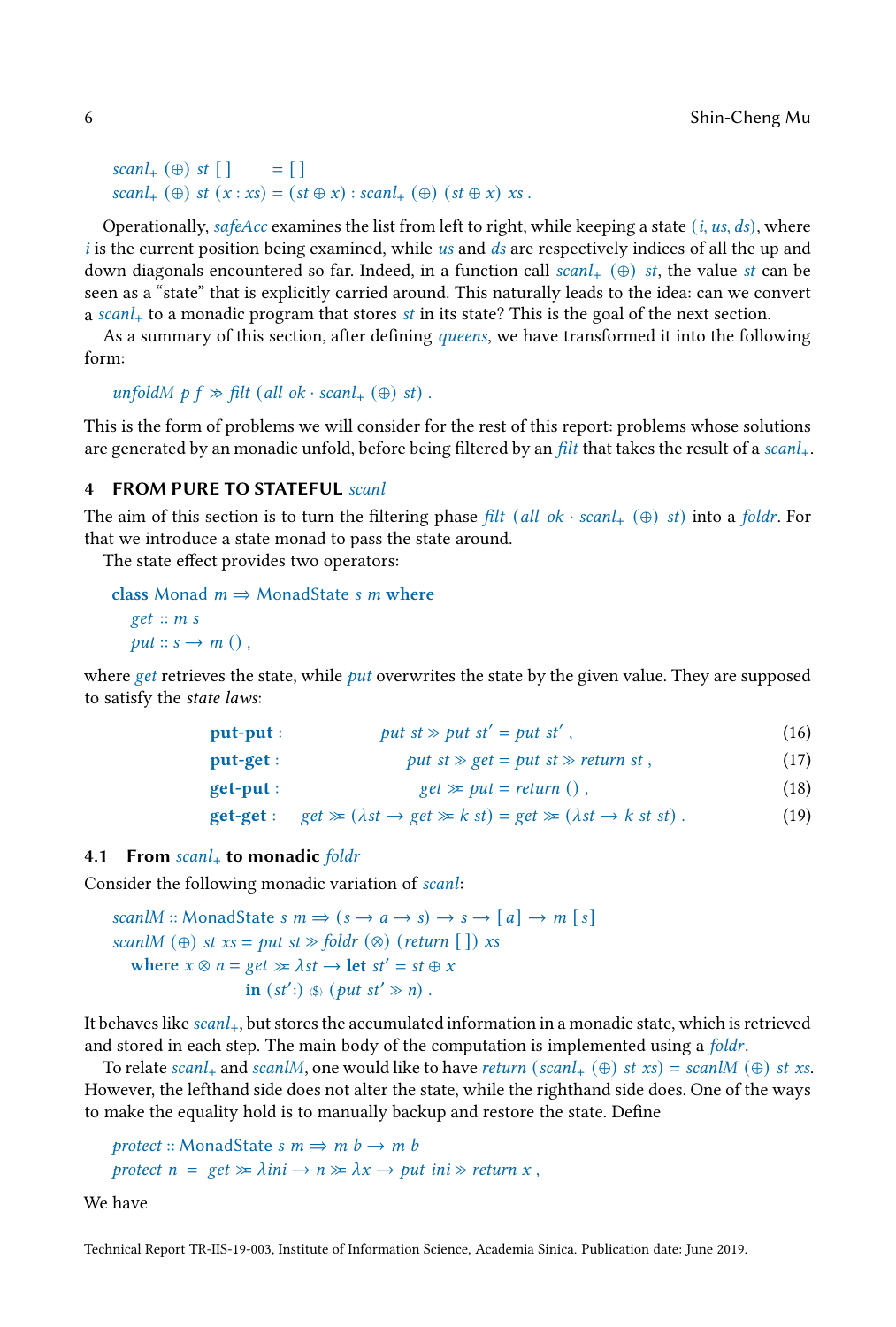$$
\begin{aligned}
&\mathit{scanl}_{+}\ (\oplus)\ \mathit{st}\ [\,] &&= [\,] \\
&\mathit{scanl}_{+}\ (\oplus)\ \mathit{st}\ (x : \mathit{xs}) &&= (\mathit{st} \oplus x) : \mathit{scanl}_{+}\ (\oplus)\ (\mathit{st} \oplus x)\ \mathit{xs}\ .
\end{aligned}
$$

Operationally, *safeAcc* examines the list from left to right, while keeping a state $(i, \mathit{us}, \mathit{ds})$, where $i$ is the current position being examined, while $\mathit{us}$ and $\mathit{ds}$ are respectively indices of all the up and down diagonals encountered so far. Indeed, in a function call $\mathit{scanl}_{+}\ (\oplus)\ \mathit{st}$, the value $\mathit{st}$ can be seen as a "state" that is explicitly carried around. This naturally leads to the idea: can we convert a $\mathit{scanl}_{+}$ to a monadic program that stores $\mathit{st}$ in its state? This is the goal of the next section.

As a summary of this section, after defining *queens*, we have transformed it into the following form:

$$
\mathit{unfoldM}\ p\ f \gg\!\!= \mathit{filt}\ (\mathit{all}\ \mathit{ok} \cdot \mathit{scanl}_{+}\ (\oplus)\ \mathit{st})\ .
$$

This is the form of problems we will consider for the rest of this report: problems whose solutions are generated by an monadic unfold, before being filtered by an *filt* that takes the result of a $\mathit{scanl}_{+}$.

## 4 FROM PURE TO STATEFUL *scanl*

The aim of this section is to turn the filtering phase $\mathit{filt}\ (\mathit{all}\ \mathit{ok} \cdot \mathit{scanl}_{+}\ (\oplus)\ \mathit{st})$ into a *foldr*. For that we introduce a state monad to pass the state around.

The state effect provides two operators:

```
class Monad m ⇒ MonadState s m where
  get :: m s
  put :: s → m () ,
```

where *get* retrieves the state, while *put* overwrites the state by the given value. They are supposed to satisfy the *state laws*:

$$
\begin{aligned}
&\textbf{put-put}: && \mathit{put}\ \mathit{st} \gg \mathit{put}\ \mathit{st}' = \mathit{put}\ \mathit{st}'\ , && (16)\\
&\textbf{put-get}: && \mathit{put}\ \mathit{st} \gg \mathit{get} = \mathit{put}\ \mathit{st} \gg \mathit{return}\ \mathit{st}\ , && (17)\\
&\textbf{get-put}: && \mathit{get} \gg\!\!= \mathit{put} = \mathit{return}\ ()\ , && (18)\\
&\textbf{get-get}: && \mathit{get} \gg\!\!= (\lambda \mathit{st} \rightarrow \mathit{get} \gg\!\!= k\ \mathit{st}) = \mathit{get} \gg\!\!= (\lambda \mathit{st} \rightarrow k\ \mathit{st}\ \mathit{st})\ . && (19)
\end{aligned}
$$

### 4.1 From $\mathit{scanl}_{+}$ to monadic *foldr*

Consider the following monadic variation of *scanl*:

```
scanlM :: MonadState s m ⇒ (s → a → s) → s → [a] → m [s]
scanlM (⊕) st xs = put st ≫ foldr (⊗) (return [ ]) xs
  where x ⊗ n = get ≫= λst → let st' = st ⊕ x
                 in (st':) ⟨$⟩ (put st' ≫ n) .
```

It behaves like $\mathit{scanl}_{+}$, but stores the accumulated information in a monadic state, which is retrieved and stored in each step. The main body of the computation is implemented using a *foldr*.

To relate $\mathit{scanl}_{+}$ and *scanlM*, one would like to have $\mathit{return}\ (\mathit{scanl}_{+}\ (\oplus)\ \mathit{st}\ \mathit{xs}) = \mathit{scanlM}\ (\oplus)\ \mathit{st}\ \mathit{xs}$. However, the lefthand side does not alter the state, while the righthand side does. One of the ways to make the equality hold is to manually backup and restore the state. Define

```
protect :: MonadState s m ⇒ m b → m b
protect n = get ≫= λini → n ≫= λx → put ini ≫ return x ,
```

We have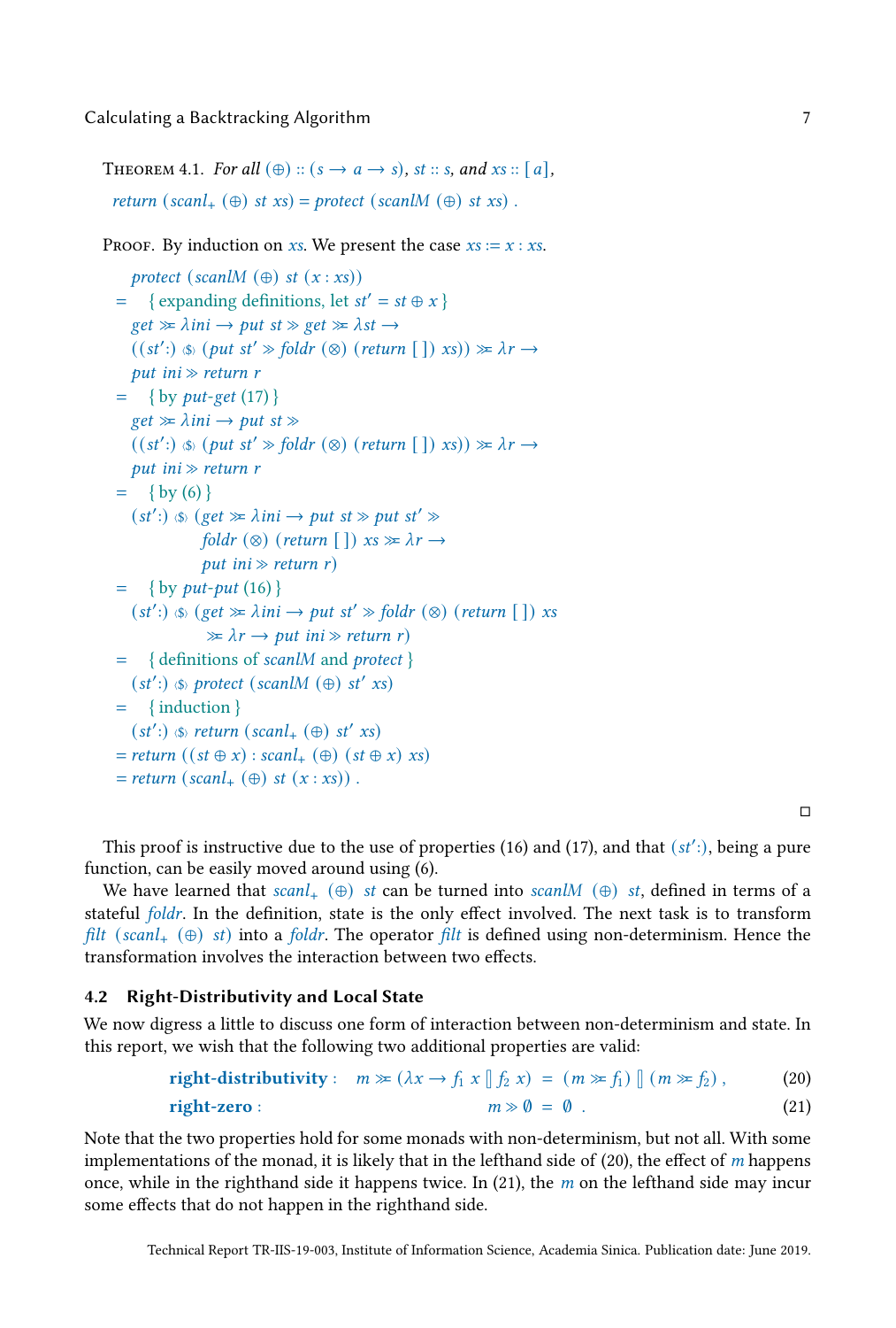**Theorem 4.1.** *For all* $(\oplus) :: (s \to a \to s)$, $st :: s$, *and* $xs :: [a]$,

$$return\ (scanl_{+}\ (\oplus)\ st\ xs) = protect\ (scanlM\ (\oplus)\ st\ xs)\ .$$

*Proof.* By induction on $xs$. We present the case $xs := x : xs$.

$$
\begin{aligned}
& protect\ (scanlM\ (\oplus)\ st\ (x : xs)) \\
=\ & \{ \text{expanding definitions, let } st' = st \oplus x \} \\
& get \gg\!= \lambda ini \to put\ st \gg get \gg\!= \lambda st \to \\
& ((st' :)\ \langle\$\rangle\ (put\ st' \gg foldr\ (\otimes)\ (return\ [\,])\ xs)) \gg\!= \lambda r \to \\
& put\ ini \gg return\ r \\
=\ & \{ \text{by } put\text{-}get\ (17) \} \\
& get \gg\!= \lambda ini \to put\ st \gg \\
& ((st' :)\ \langle\$\rangle\ (put\ st' \gg foldr\ (\otimes)\ (return\ [\,])\ xs)) \gg\!= \lambda r \to \\
& put\ ini \gg return\ r \\
=\ & \{ \text{by } (6) \} \\
& (st' :)\ \langle\$\rangle\ (get \gg\!= \lambda ini \to put\ st \gg put\ st' \gg \\
& \qquad foldr\ (\otimes)\ (return\ [\,])\ xs \gg\!= \lambda r \to \\
& \qquad put\ ini \gg return\ r) \\
=\ & \{ \text{by } put\text{-}put\ (16) \} \\
& (st' :)\ \langle\$\rangle\ (get \gg\!= \lambda ini \to put\ st' \gg foldr\ (\otimes)\ (return\ [\,])\ xs \\
& \qquad \gg\!= \lambda r \to put\ ini \gg return\ r) \\
=\ & \{ \text{definitions of } scanlM \text{ and } protect \} \\
& (st' :)\ \langle\$\rangle\ protect\ (scanlM\ (\oplus)\ st'\ xs) \\
=\ & \{ \text{induction} \} \\
& (st' :)\ \langle\$\rangle\ return\ (scanl_{+}\ (\oplus)\ st'\ xs) \\
=\ & return\ ((st \oplus x) : scanl_{+}\ (\oplus)\ (st \oplus x)\ xs) \\
=\ & return\ (scanl_{+}\ (\oplus)\ st\ (x : xs))\ .
\end{aligned}
$$

□

This proof is instructive due to the use of properties (16) and (17), and that $(st' :)$, being a pure function, can be easily moved around using (6).

We have learned that $scanl_{+}\ (\oplus)\ st$ can be turned into $scanlM\ (\oplus)\ st$, defined in terms of a stateful $foldr$. In the definition, state is the only effect involved. The next task is to transform $filt\ (scanl_{+}\ (\oplus)\ st)$ into a $foldr$. The operator $filt$ is defined using non-determinism. Hence the transformation involves the interaction between two effects.

### 4.2 Right-Distributivity and Local State

We now digress a little to discuss one form of interaction between non-determinism and state. In this report, we wish that the following two additional properties are valid:

$$\textbf{right-distributivity}: \quad m \gg\!= (\lambda x \to f_1\ x\ [\!]\ f_2\ x) \ = \ (m \gg\!= f_1)\ [\!]\ (m \gg\!= f_2)\ , \tag{20}$$

$$\textbf{right-zero}: \quad m \gg \emptyset \ = \ \emptyset\ . \tag{21}$$

Note that the two properties hold for some monads with non-determinism, but not all. With some implementations of the monad, it is likely that in the lefthand side of (20), the effect of $m$ happens once, while in the righthand side it happens twice. In (21), the $m$ on the lefthand side may incur some effects that do not happen in the righthand side.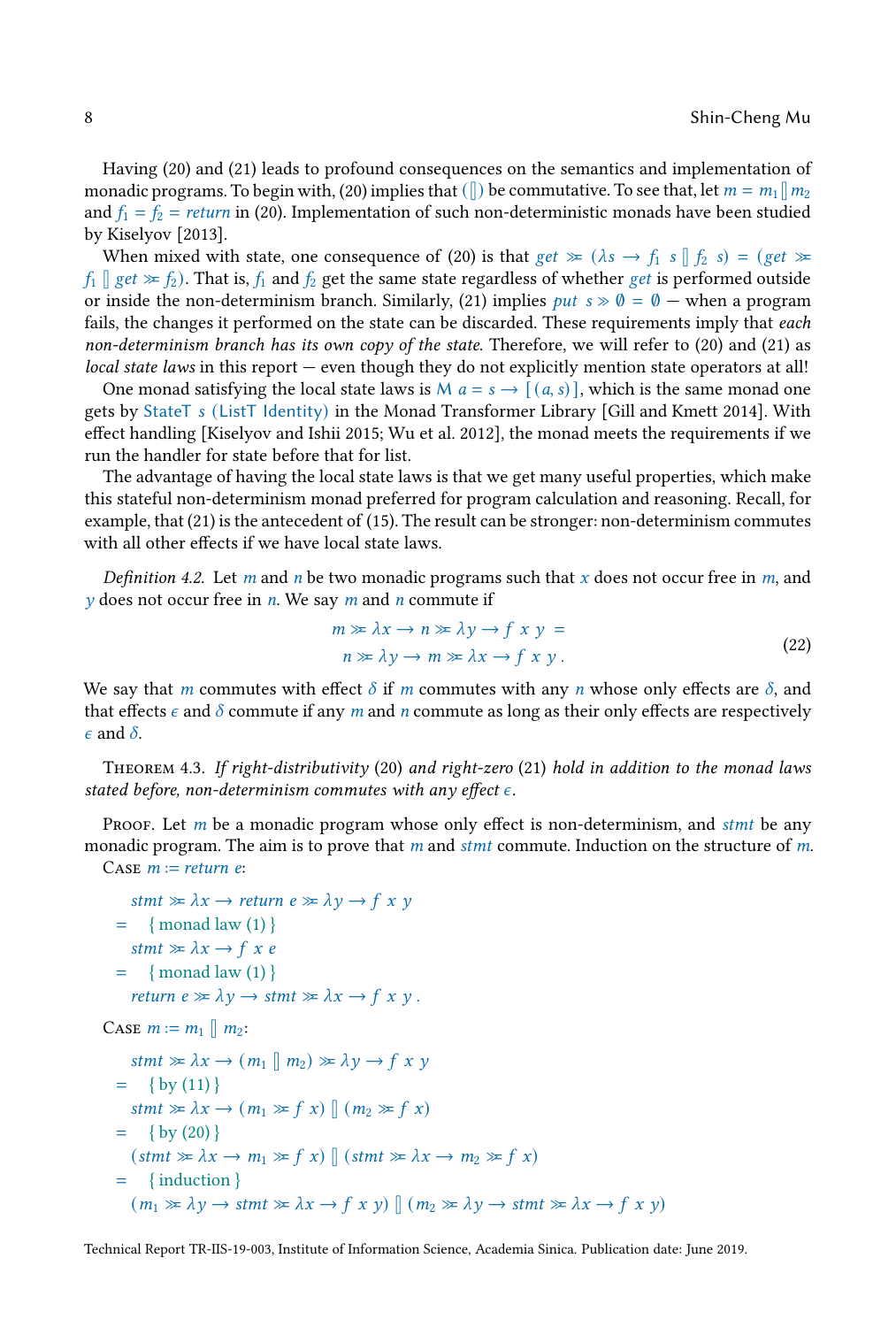Having (20) and (21) leads to profound consequences on the semantics and implementation of monadic programs. To begin with, (20) implies that $(\mathbin{[\!]})$ be commutative. To see that, let $m = m_1 \mathbin{[\!]} m_2$ and $f_1 = f_2 = \mathit{return}$ in (20). Implementation of such non-deterministic monads have been studied by Kiselyov [2013].

When mixed with state, one consequence of (20) is that $\mathit{get} \gg\!= (\lambda s \rightarrow f_1\ s \mathbin{[\!]} f_2\ s) = (\mathit{get} \gg\!= f_1 \mathbin{[\!]} \mathit{get} \gg\!= f_2)$. That is, $f_1$ and $f_2$ get the same state regardless of whether $\mathit{get}$ is performed outside or inside the non-determinism branch. Similarly, (21) implies $\mathit{put}\ s \gg \emptyset = \emptyset$ — when a program fails, the changes it performed on the state can be discarded. These requirements imply that *each non-determinism branch has its own copy of the state.* Therefore, we will refer to (20) and (21) as *local state laws* in this report — even though they do not explicitly mention state operators at all!

One monad satisfying the local state laws is $\mathsf{M}\ a = s \rightarrow [(a, s)]$, which is the same monad one gets by $\mathsf{StateT}\ s\ (\mathsf{ListT}\ \mathsf{Identity})$ in the Monad Transformer Library [Gill and Kmett 2014]. With effect handling [Kiselyov and Ishii 2015; Wu et al. 2012], the monad meets the requirements if we run the handler for state before that for list.

The advantage of having the local state laws is that we get many useful properties, which make this stateful non-determinism monad preferred for program calculation and reasoning. Recall, for example, that (21) is the antecedent of (15). The result can be stronger: non-determinism commutes with all other effects if we have local state laws.

*Definition 4.2.* Let $m$ and $n$ be two monadic programs such that $x$ does not occur free in $m$, and $y$ does not occur free in $n$. We say $m$ and $n$ commute if

$$
\begin{aligned}
& m \gg\!= \lambda x \rightarrow n \gg\!= \lambda y \rightarrow f\ x\ y\ = \\
& \quad n \gg\!= \lambda y \rightarrow m \gg\!= \lambda x \rightarrow f\ x\ y\ .
\end{aligned}
\tag{22}
$$

We say that $m$ commutes with effect $\delta$ if $m$ commutes with any $n$ whose only effects are $\delta$, and that effects $\epsilon$ and $\delta$ commute if any $m$ and $n$ commute as long as their only effects are respectively $\epsilon$ and $\delta$.

**Theorem 4.3.** *If right-distributivity* (20) *and right-zero* (21) *hold in addition to the monad laws stated before, non-determinism commutes with any effect $\epsilon$.*

Proof. Let $m$ be a monadic program whose only effect is non-determinism, and $\mathit{stmt}$ be any monadic program. The aim is to prove that $m$ and $\mathit{stmt}$ commute. Induction on the structure of $m$.

Case $m := \mathit{return}\ e$:

$$
\begin{aligned}
& \mathit{stmt} \gg\!= \lambda x \rightarrow \mathit{return}\ e \gg\!= \lambda y \rightarrow f\ x\ y \\
=\ & \quad \{\text{ monad law (1) }\} \\
& \mathit{stmt} \gg\!= \lambda x \rightarrow f\ x\ e \\
=\ & \quad \{\text{ monad law (1) }\} \\
& \mathit{return}\ e \gg\!= \lambda y \rightarrow \mathit{stmt} \gg\!= \lambda x \rightarrow f\ x\ y\ .
\end{aligned}
$$

Case $m := m_1 \mathbin{[\!]} m_2$:

$$
\begin{aligned}
& \mathit{stmt} \gg\!= \lambda x \rightarrow (m_1 \mathbin{[\!]} m_2) \gg\!= \lambda y \rightarrow f\ x\ y \\
=\ & \quad \{\text{ by (11) }\} \\
& \mathit{stmt} \gg\!= \lambda x \rightarrow (m_1 \gg\!= f\ x) \mathbin{[\!]} (m_2 \gg\!= f\ x) \\
=\ & \quad \{\text{ by (20) }\} \\
& (\mathit{stmt} \gg\!= \lambda x \rightarrow m_1 \gg\!= f\ x) \mathbin{[\!]} (\mathit{stmt} \gg\!= \lambda x \rightarrow m_2 \gg\!= f\ x) \\
=\ & \quad \{\text{ induction }\} \\
& (m_1 \gg\!= \lambda y \rightarrow \mathit{stmt} \gg\!= \lambda x \rightarrow f\ x\ y) \mathbin{[\!]} (m_2 \gg\!= \lambda y \rightarrow \mathit{stmt} \gg\!= \lambda x \rightarrow f\ x\ y)
\end{aligned}
$$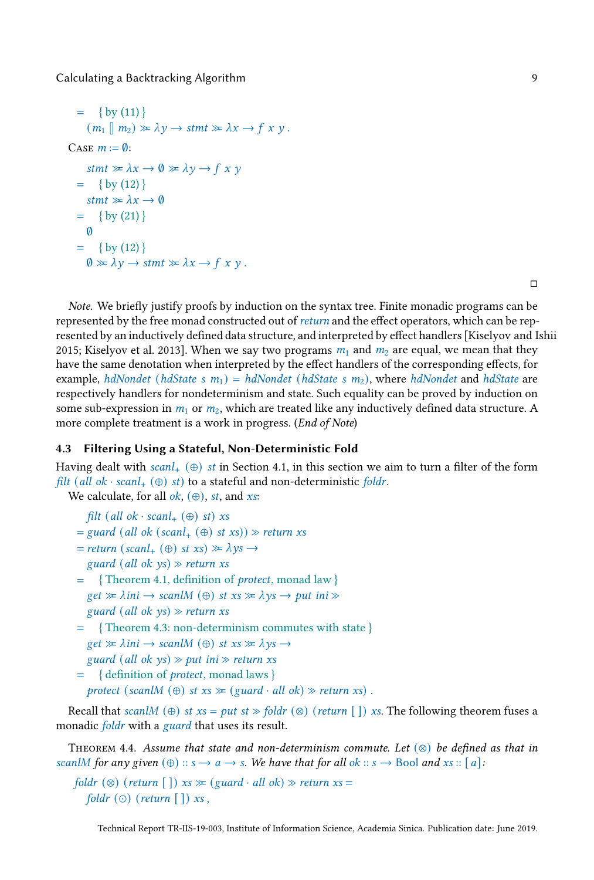$$
\begin{aligned}
&= \quad \{\text{ by (11) }\} \\
&\quad (m_1 \mathbin{[\,]} m_2) \mathbin{\gg\!=} \lambda y \to stmt \mathbin{\gg\!=} \lambda x \to f\ x\ y\ .
\end{aligned}
$$

Case $m := \emptyset$:

$$
\begin{aligned}
&\quad stmt \mathbin{\gg\!=} \lambda x \to \emptyset \mathbin{\gg\!=} \lambda y \to f\ x\ y \\
&= \quad \{\text{ by (12) }\} \\
&\quad stmt \mathbin{\gg\!=} \lambda x \to \emptyset \\
&= \quad \{\text{ by (21) }\} \\
&\quad \emptyset \\
&= \quad \{\text{ by (12) }\} \\
&\quad \emptyset \mathbin{\gg\!=} \lambda y \to stmt \mathbin{\gg\!=} \lambda x \to f\ x\ y\ .
\end{aligned}
$$

□

*Note.* We briefly justify proofs by induction on the syntax tree. Finite monadic programs can be represented by the free monad constructed out of *return* and the effect operators, which can be represented by an inductively defined data structure, and interpreted by effect handlers [Kiselyov and Ishii 2015; Kiselyov et al. 2013]. When we say two programs $m_1$ and $m_2$ are equal, we mean that they have the same denotation when interpreted by the effect handlers of the corresponding effects, for example, $hdNondet\ (hdState\ s\ m_1) = hdNondet\ (hdState\ s\ m_2)$, where *hdNondet* and *hdState* are respectively handlers for nondeterminism and state. Such equality can be proved by induction on some sub-expression in $m_1$ or $m_2$, which are treated like any inductively defined data structure. A more complete treatment is a work in progress. (*End of Note*)

### 4.3 Filtering Using a Stateful, Non-Deterministic Fold

Having dealt with $scanl_+\ (\oplus)\ st$ in Section 4.1, in this section we aim to turn a filter of the form $filt\ (all\ ok \cdot scanl_+\ (\oplus)\ st)$ to a stateful and non-deterministic *foldr*.

We calculate, for all *ok*, $(\oplus)$, *st*, and *xs*:

$$
\begin{aligned}
&\quad filt\ (all\ ok \cdot scanl_+\ (\oplus)\ st)\ xs \\
&= guard\ (all\ ok\ (scanl_+\ (\oplus)\ st\ xs)) \gg return\ xs \\
&= return\ (scanl_+\ (\oplus)\ st\ xs) \mathbin{\gg\!=} \lambda ys \to \\
&\quad guard\ (all\ ok\ ys) \gg return\ xs \\
&= \quad \{\text{ Theorem 4.1, definition of } protect\text{, monad law }\} \\
&\quad get \mathbin{\gg\!=} \lambda ini \to scanlM\ (\oplus)\ st\ xs \mathbin{\gg\!=} \lambda ys \to put\ ini \gg \\
&\quad guard\ (all\ ok\ ys) \gg return\ xs \\
&= \quad \{\text{ Theorem 4.3: non-determinism commutes with state }\} \\
&\quad get \mathbin{\gg\!=} \lambda ini \to scanlM\ (\oplus)\ st\ xs \mathbin{\gg\!=} \lambda ys \to \\
&\quad guard\ (all\ ok\ ys) \gg put\ ini \gg return\ xs \\
&= \quad \{\text{ definition of } protect\text{, monad laws }\} \\
&\quad protect\ (scanlM\ (\oplus)\ st\ xs \mathbin{\gg\!=} (guard \cdot all\ ok) \gg return\ xs)\ .
\end{aligned}
$$

Recall that $scanlM\ (\oplus)\ st\ xs = put\ st \gg foldr\ (\otimes)\ (return\ [\,])\ xs$. The following theorem fuses a monadic *foldr* with a *guard* that uses its result.

Theorem 4.4. *Assume that state and non-determinism commute. Let* $(\otimes)$ *be defined as that in* *scanlM* *for any given* $(\oplus) :: s \to a \to s$*. We have that for all* $ok :: s \to \mathsf{Bool}$ *and* $xs :: [a]$*:*

$$
\begin{aligned}
&foldr\ (\otimes)\ (return\ [\,])\ xs \mathbin{\gg\!=} (guard \cdot all\ ok) \gg return\ xs = \\
&\quad foldr\ (\odot)\ (return\ [\,])\ xs\ ,
\end{aligned}
$$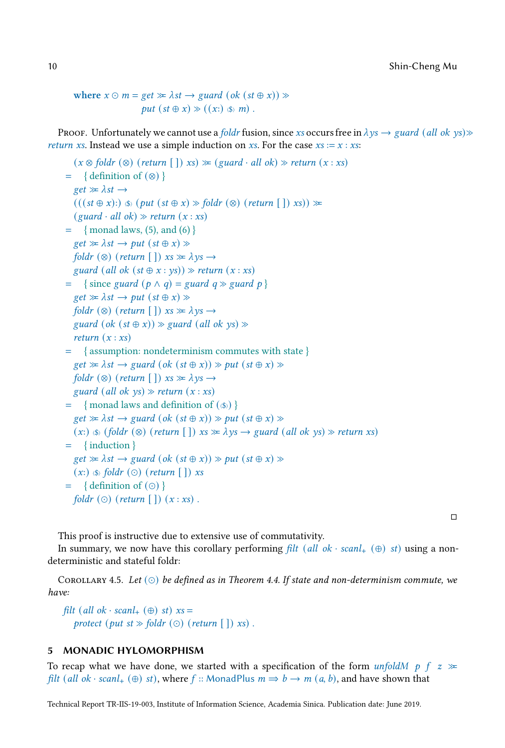$$\mathbf{where}\ x \odot m = \mathit{get} \gg\!= \lambda st \rightarrow \mathit{guard}\ (\mathit{ok}\ (st \oplus x)) \gg \\ \quad \mathit{put}\ (st \oplus x) \gg ((x{:})\ \langle\$\rangle\ m)\ .$$

Proof. Unfortunately we cannot use a *foldr* fusion, since *xs* occurs free in $\lambda ys \rightarrow \mathit{guard}\ (\mathit{all}\ \mathit{ok}\ ys) \gg \mathit{return}\ xs$. Instead we use a simple induction on *xs*. For the case $xs := x : xs$:

$$
\begin{array}{ll}
& (x \otimes \mathit{foldr}\ (\otimes)\ (\mathit{return}\ [\,])\ xs) \gg\!= (\mathit{guard} \cdot \mathit{all}\ \mathit{ok}) \gg \mathit{return}\ (x : xs) \\
= & \{\ \text{definition of } (\otimes)\ \} \\
& \mathit{get} \gg\!= \lambda st \rightarrow \\
& (((st \oplus x){:})\ \langle\$\rangle\ (\mathit{put}\ (st \oplus x) \gg \mathit{foldr}\ (\otimes)\ (\mathit{return}\ [\,])\ xs)) \gg\!= \\
& (\mathit{guard} \cdot \mathit{all}\ \mathit{ok}) \gg \mathit{return}\ (x : xs) \\
= & \{\ \text{monad laws, (5), and (6)}\ \} \\
& \mathit{get} \gg\!= \lambda st \rightarrow \mathit{put}\ (st \oplus x) \gg \\
& \mathit{foldr}\ (\otimes)\ (\mathit{return}\ [\,])\ xs \gg\!= \lambda ys \rightarrow \\
& \mathit{guard}\ (\mathit{all}\ \mathit{ok}\ (st \oplus x : ys)) \gg \mathit{return}\ (x : xs) \\
= & \{\ \text{since } \mathit{guard}\ (p \wedge q) = \mathit{guard}\ q \gg \mathit{guard}\ p\ \} \\
& \mathit{get} \gg\!= \lambda st \rightarrow \mathit{put}\ (st \oplus x) \gg \\
& \mathit{foldr}\ (\otimes)\ (\mathit{return}\ [\,])\ xs \gg\!= \lambda ys \rightarrow \\
& \mathit{guard}\ (\mathit{ok}\ (st \oplus x)) \gg \mathit{guard}\ (\mathit{all}\ \mathit{ok}\ ys) \gg \\
& \mathit{return}\ (x : xs) \\
= & \{\ \text{assumption: nondeterminism commutes with state}\ \} \\
& \mathit{get} \gg\!= \lambda st \rightarrow \mathit{guard}\ (\mathit{ok}\ (st \oplus x)) \gg \mathit{put}\ (st \oplus x) \gg \\
& \mathit{foldr}\ (\otimes)\ (\mathit{return}\ [\,])\ xs \gg\!= \lambda ys \rightarrow \\
& \mathit{guard}\ (\mathit{all}\ \mathit{ok}\ ys) \gg \mathit{return}\ (x : xs) \\
= & \{\ \text{monad laws and definition of } (\langle\$\rangle)\ \} \\
& \mathit{get} \gg\!= \lambda st \rightarrow \mathit{guard}\ (\mathit{ok}\ (st \oplus x)) \gg \mathit{put}\ (st \oplus x) \gg \\
& (x{:})\ \langle\$\rangle\ (\mathit{foldr}\ (\otimes)\ (\mathit{return}\ [\,])\ xs \gg\!= \lambda ys \rightarrow \mathit{guard}\ (\mathit{all}\ \mathit{ok}\ ys) \gg \mathit{return}\ xs) \\
= & \{\ \text{induction}\ \} \\
& \mathit{get} \gg\!= \lambda st \rightarrow \mathit{guard}\ (\mathit{ok}\ (st \oplus x)) \gg \mathit{put}\ (st \oplus x) \gg \\
& (x{:})\ \langle\$\rangle\ \mathit{foldr}\ (\odot)\ (\mathit{return}\ [\,])\ xs \\
= & \{\ \text{definition of } (\odot)\ \} \\
& \mathit{foldr}\ (\odot)\ (\mathit{return}\ [\,])\ (x : xs)\ .
\end{array}
$$

□

This proof is instructive due to extensive use of commutativity.

In summary, we now have this corollary performing $\mathit{filt}\ (\mathit{all}\ \mathit{ok} \cdot \mathit{scanl}_+\ (\oplus)\ st)$ using a non-deterministic and stateful foldr:

Corollary 4.5. *Let* $(\odot)$ *be defined as in Theorem 4.4. If state and non-determinism commute, we have:*

$$
\begin{array}{l}
\mathit{filt}\ (\mathit{all}\ \mathit{ok} \cdot \mathit{scanl}_+\ (\oplus)\ st)\ xs = \\
\quad \mathit{protect}\ (\mathit{put}\ st \gg \mathit{foldr}\ (\odot)\ (\mathit{return}\ [\,])\ xs)\ .
\end{array}
$$

## 5 MONADIC HYLOMORPHISM

To recap what we have done, we started with a specification of the form $\mathit{unfoldM}\ p\ f\ z \gg\!= \mathit{filt}\ (\mathit{all}\ \mathit{ok} \cdot \mathit{scanl}_+\ (\oplus)\ st)$, where $f :: \mathsf{MonadPlus}\ m \Rightarrow b \rightarrow m\ (a, b)$, and have shown that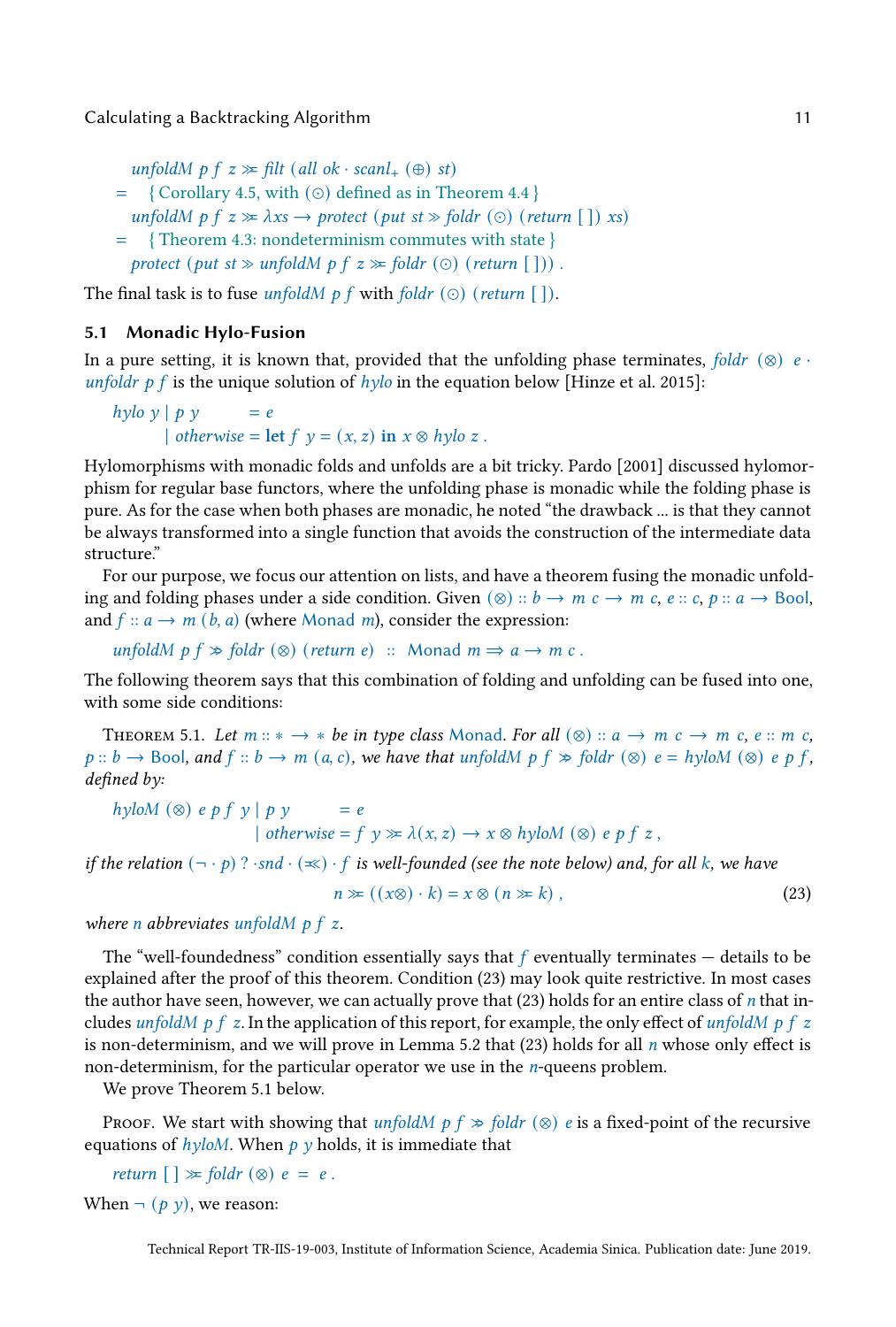$$
\begin{aligned}
&\quad \mathit{unfoldM}\ p\ f\ z \gg\!\!= \mathit{filt}\ (\mathit{all}\ \mathit{ok} \cdot \mathit{scanl}_{+}\ (\oplus)\ \mathit{st}) \\
&= \quad \{\ \text{Corollary 4.5, with } (\odot) \text{ defined as in Theorem 4.4}\ \} \\
&\quad \mathit{unfoldM}\ p\ f\ z \gg\!\!= \lambda xs \rightarrow \mathit{protect}\ (\mathit{put}\ \mathit{st} \gg \mathit{foldr}\ (\odot)\ (\mathit{return}\ [\,])\ xs) \\
&= \quad \{\ \text{Theorem 4.3: nondeterminism commutes with state}\ \} \\
&\quad \mathit{protect}\ (\mathit{put}\ \mathit{st} \gg \mathit{unfoldM}\ p\ f\ z \gg\!\!= \mathit{foldr}\ (\odot)\ (\mathit{return}\ [\,]))\ .
\end{aligned}
$$

The final task is to fuse $\mathit{unfoldM}\ p\ f$ with $\mathit{foldr}\ (\odot)\ (\mathit{return}\ [\,])$.

### 5.1 Monadic Hylo-Fusion

In a pure setting, it is known that, provided that the unfolding phase terminates, $\mathit{foldr}\ (\otimes)\ e \cdot \mathit{unfoldr}\ p\ f$ is the unique solution of $\mathit{hylo}$ in the equation below [Hinze et al. 2015]:

$$
\begin{aligned}
&\mathit{hylo}\ y \mid p\ y \qquad\quad = e \\
&\qquad\quad \mid \mathit{otherwise} = \mathbf{let}\ f\ y = (x, z)\ \mathbf{in}\ x \otimes \mathit{hylo}\ z\ .
\end{aligned}
$$

Hylomorphisms with monadic folds and unfolds are a bit tricky. Pardo [2001] discussed hylomorphism for regular base functors, where the unfolding phase is monadic while the folding phase is pure. As for the case when both phases are monadic, he noted "the drawback ... is that they cannot be always transformed into a single function that avoids the construction of the intermediate data structure."

For our purpose, we focus our attention on lists, and have a theorem fusing the monadic unfolding and folding phases under a side condition. Given $(\otimes) :: b \rightarrow m\ c \rightarrow m\ c$, $e :: c$, $p :: a \rightarrow \mathsf{Bool}$, and $f :: a \rightarrow m\ (b, a)$ (where $\mathsf{Monad}\ m$), consider the expression:

$$
\mathit{unfoldM}\ p\ f \gg\!\!= \mathit{foldr}\ (\otimes)\ (\mathit{return}\ e) \quad :: \quad \mathsf{Monad}\ m \Rightarrow a \rightarrow m\ c\ .
$$

The following theorem says that this combination of folding and unfolding can be fused into one, with some side conditions:

Theorem 5.1. *Let $m :: * \rightarrow *$ be in type class $\mathsf{Monad}$. For all $(\otimes) :: a \rightarrow m\ c \rightarrow m\ c$, $e :: m\ c$, $p :: b \rightarrow \mathsf{Bool}$, and $f :: b \rightarrow m\ (a, c)$, we have that $\mathit{unfoldM}\ p\ f \gg\!\!= \mathit{foldr}\ (\otimes)\ e = \mathit{hyloM}\ (\otimes)\ e\ p\ f$, defined by:*

$$
\begin{aligned}
&\mathit{hyloM}\ (\otimes)\ e\ p\ f\ y \mid p\ y \qquad\quad = e \\
&\qquad\qquad\qquad\qquad\ \mid \mathit{otherwise} = f\ y \gg\!\!= \lambda(x, z) \rightarrow x \otimes \mathit{hyloM}\ (\otimes)\ e\ p\ f\ z\ ,
\end{aligned}
$$

*if the relation $(\neg \cdot p)\ ? \cdot \mathit{snd} \cdot (=\!\!<\!\!<) \cdot f$ is well-founded (see the note below) and, for all $k$, we have*

$$
n \gg\!\!= ((x\otimes) \cdot k) = x \otimes (n \gg\!\!= k)\ , \tag{23}
$$

*where $n$ abbreviates $\mathit{unfoldM}\ p\ f\ z$.*

The "well-foundedness" condition essentially says that $f$ eventually terminates — details to be explained after the proof of this theorem. Condition (23) may look quite restrictive. In most cases the author have seen, however, we can actually prove that (23) holds for an entire class of $n$ that includes $\mathit{unfoldM}\ p\ f\ z$. In the application of this report, for example, the only effect of $\mathit{unfoldM}\ p\ f\ z$ is non-determinism, and we will prove in Lemma 5.2 that (23) holds for all $n$ whose only effect is non-determinism, for the particular operator we use in the $n$-queens problem.

We prove Theorem 5.1 below.

Proof. We start with showing that $\mathit{unfoldM}\ p\ f \gg\!\!= \mathit{foldr}\ (\otimes)\ e$ is a fixed-point of the recursive equations of $\mathit{hyloM}$. When $p\ y$ holds, it is immediate that

$$
\mathit{return}\ [\,] \gg\!\!= \mathit{foldr}\ (\otimes)\ e \ =\ e\ .
$$

When $\neg\ (p\ y)$, we reason: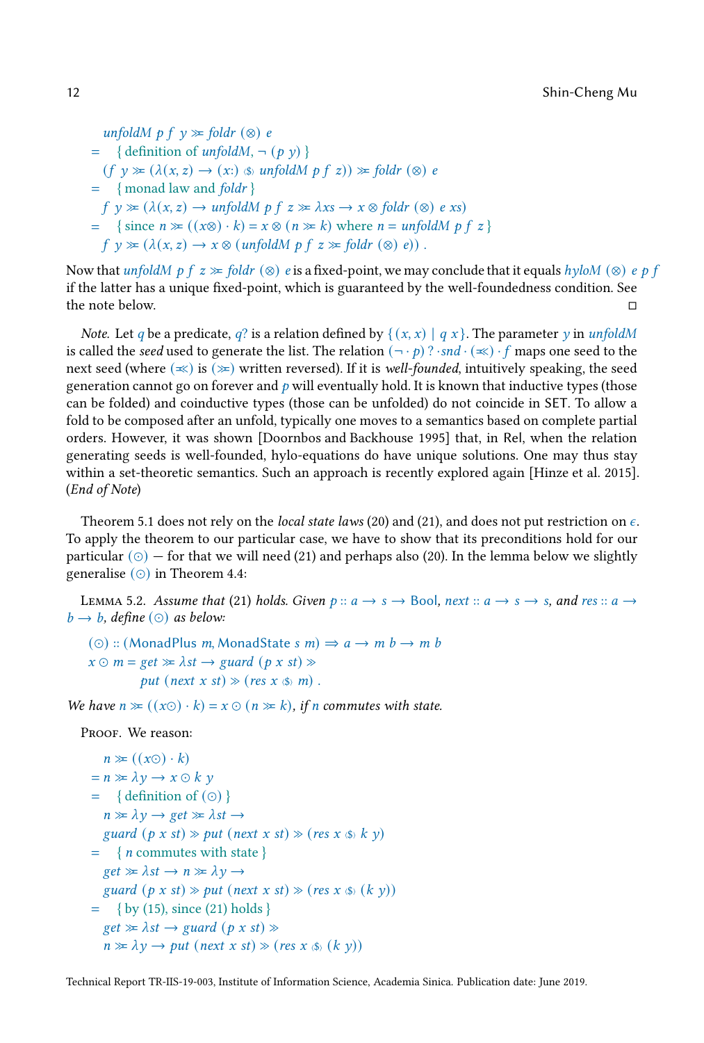$$
\begin{aligned}
& \mathit{unfoldM}\ p\ f\ y \ggg \mathit{foldr}\ (\otimes)\ e \\
=\ & \quad \{\ \text{definition of } \mathit{unfoldM}, \neg\ (p\ y)\ \} \\
& (f\ y \ggg (\lambda(x,z) \to (x{:}) \mathbin{\langle\$\rangle} \mathit{unfoldM}\ p\ f\ z)) \ggg \mathit{foldr}\ (\otimes)\ e \\
=\ & \quad \{\ \text{monad law and } \mathit{foldr}\ \} \\
& f\ y \ggg (\lambda(x,z) \to \mathit{unfoldM}\ p\ f\ z \ggg \lambda xs \to x \otimes \mathit{foldr}\ (\otimes)\ e\ xs) \\
=\ & \quad \{\ \text{since } n \ggg ((x\otimes) \cdot k) = x \otimes (n \ggg k) \text{ where } n = \mathit{unfoldM}\ p\ f\ z\ \} \\
& f\ y \ggg (\lambda(x,z) \to x \otimes (\mathit{unfoldM}\ p\ f\ z \ggg \mathit{foldr}\ (\otimes)\ e))\ .
\end{aligned}
$$

Now that $\mathit{unfoldM}\ p\ f\ z \ggg \mathit{foldr}\ (\otimes)\ e$ is a fixed-point, we may conclude that it equals $\mathit{hyloM}\ (\otimes)\ e\ p\ f$ if the latter has a unique fixed-point, which is guaranteed by the well-foundedness condition. See the note below. ◻

*Note.* Let $q$ be a predicate, $q?$ is a relation defined by $\{(x,x) \mid q\ x\}$. The parameter $y$ in $\mathit{unfoldM}$ is called the *seed* used to generate the list. The relation $(\neg \cdot p)\,? \cdot \mathit{snd} \cdot (\lll) \cdot f$ maps one seed to the next seed (where $(\lll)$ is $(\ggg)$ written reversed). If it is *well-founded*, intuitively speaking, the seed generation cannot go on forever and $p$ will eventually hold. It is known that inductive types (those can be folded) and coinductive types (those can be unfolded) do not coincide in SET. To allow a fold to be composed after an unfold, typically one moves to a semantics based on complete partial orders. However, it was shown [Doornbos and Backhouse 1995] that, in Rel, when the relation generating seeds is well-founded, hylo-equations do have unique solutions. One may thus stay within a set-theoretic semantics. Such an approach is recently explored again [Hinze et al. 2015]. (*End of Note*)

Theorem 5.1 does not rely on the *local state laws* (20) and (21), and does not put restriction on $\epsilon$. To apply the theorem to our particular case, we have to show that its preconditions hold for our particular $(\odot)$ — for that we will need (21) and perhaps also (20). In the lemma below we slightly generalise $(\odot)$ in Theorem 4.4:

Lemma 5.2. *Assume that* (21) *holds. Given* $p :: a \to s \to \mathrm{Bool}$, $\mathit{next} :: a \to s \to s$, *and* $\mathit{res} :: a \to b \to b$, *define* $(\odot)$ *as below:*

$$
\begin{aligned}
& (\odot) :: (\mathrm{MonadPlus}\ m, \mathrm{MonadState}\ s\ m) \Rightarrow a \to m\ b \to m\ b \\
& x \odot m = \mathit{get} \ggg \lambda st \to \mathit{guard}\ (p\ x\ st) \gg \\
& \qquad\qquad \mathit{put}\ (\mathit{next}\ x\ st) \gg (\mathit{res}\ x \mathbin{\langle\$\rangle} m)\ .
\end{aligned}
$$

*We have* $n \ggg ((x\odot) \cdot k) = x \odot (n \ggg k)$, *if* $n$ *commutes with state.*

Proof. We reason:

$$
\begin{aligned}
& n \ggg ((x\odot) \cdot k) \\
=\ & n \ggg \lambda y \to x \odot k\ y \\
=\ & \quad \{\ \text{definition of } (\odot)\ \} \\
& n \ggg \lambda y \to \mathit{get} \ggg \lambda st \to \\
& \mathit{guard}\ (p\ x\ st) \gg \mathit{put}\ (\mathit{next}\ x\ st) \gg (\mathit{res}\ x \mathbin{\langle\$\rangle} k\ y) \\
=\ & \quad \{\ n \text{ commutes with state}\ \} \\
& \mathit{get} \ggg \lambda st \to n \ggg \lambda y \to \\
& \mathit{guard}\ (p\ x\ st) \gg \mathit{put}\ (\mathit{next}\ x\ st) \gg (\mathit{res}\ x \mathbin{\langle\$\rangle} (k\ y)) \\
=\ & \quad \{\ \text{by (15), since (21) holds}\ \} \\
& \mathit{get} \ggg \lambda st \to \mathit{guard}\ (p\ x\ st) \gg \\
& n \ggg \lambda y \to \mathit{put}\ (\mathit{next}\ x\ st) \gg (\mathit{res}\ x \mathbin{\langle\$\rangle} (k\ y))
\end{aligned}
$$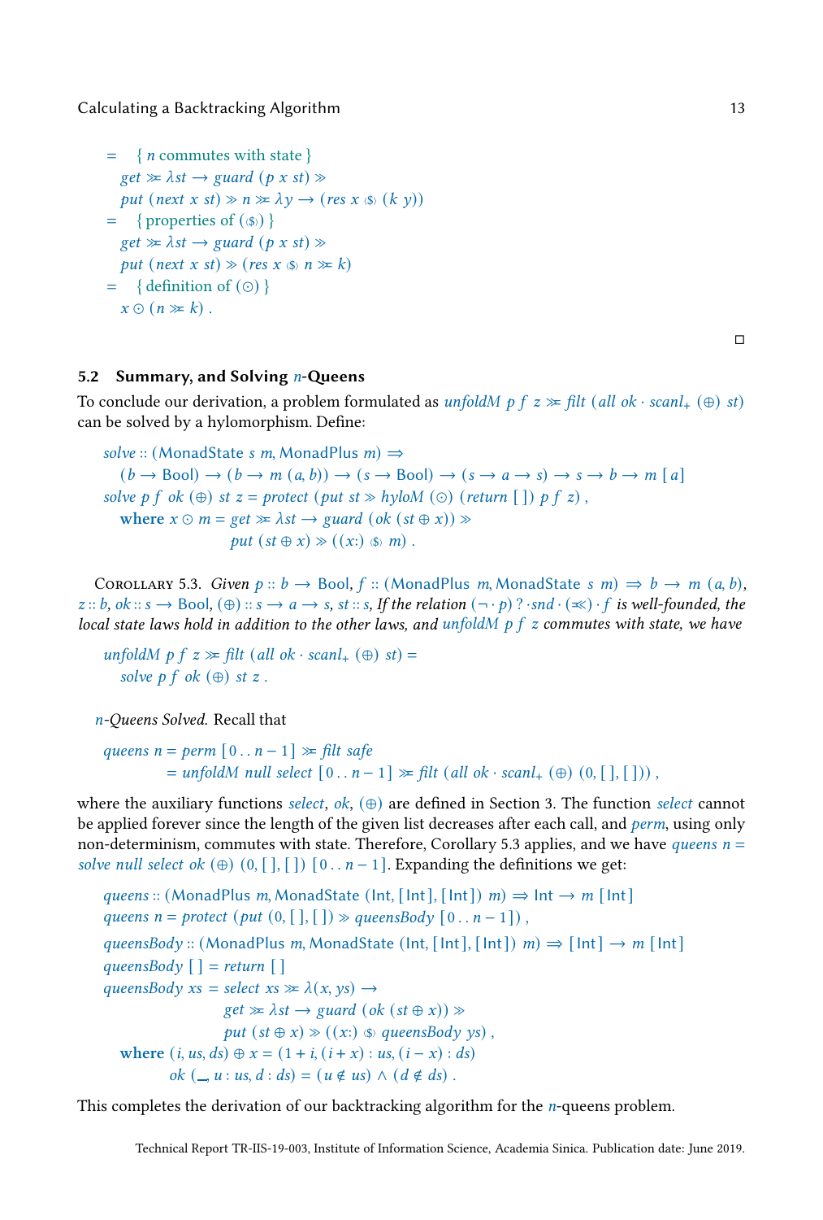$$
\begin{aligned}
&= \quad \{\, n \text{ commutes with state} \,\} \\
&\quad get \gg\!= \lambda st \rightarrow guard\ (p\ x\ st) \gg \\
&\quad put\ (next\ x\ st) \gg n \gg\!= \lambda y \rightarrow (res\ x \mathbin{\langle\$\rangle} (k\ y)) \\
&= \quad \{\, \text{properties of } (\langle\$\rangle) \,\} \\
&\quad get \gg\!= \lambda st \rightarrow guard\ (p\ x\ st) \gg \\
&\quad put\ (next\ x\ st) \gg (res\ x \mathbin{\langle\$\rangle} n \gg\!= k) \\
&= \quad \{\, \text{definition of } (\odot) \,\} \\
&\quad x \odot (n \gg\!= k)\ .
\end{aligned}
$$

□

### 5.2 Summary, and Solving $n$-Queens

To conclude our derivation, a problem formulated as $unfoldM\ p\ f\ z \gg\!= filt\ (all\ ok \cdot scanl_{+}\ (\oplus)\ st)$ can be solved by a hylomorphism. Define:

```
solve :: (MonadState s m, MonadPlus m) ⇒
    (b → Bool) → (b → m (a, b)) → (s → Bool) → (s → a → s) → s → b → m [a]
solve p f ok (⊕) st z = protect (put st ≫ hyloM (⊙) (return [ ]) p f z) ,
  where x ⊙ m = get ≫= λst → guard (ok (st ⊕ x)) ≫
                 put (st ⊕ x) ≫ ((x:) <$> m) .
```

Corollary 5.3. *Given $p :: b \rightarrow \mathsf{Bool}$, $f :: (\mathsf{MonadPlus}\ m, \mathsf{MonadState}\ s\ m) \Rightarrow b \rightarrow m\ (a, b)$, $z :: b$, $ok :: s \rightarrow \mathsf{Bool}$, $(\oplus) :: s \rightarrow a \rightarrow s$, $st :: s$, If the relation $(\neg \cdot p)\,?\cdot snd \cdot (=\!\!\ll) \cdot f$ is well-founded, the local state laws hold in addition to the other laws, and $unfoldM\ p\ f\ z$ commutes with state, we have*

$$
\begin{aligned}
&unfoldM\ p\ f\ z \gg\!= filt\ (all\ ok \cdot scanl_{+}\ (\oplus)\ st) = \\
&\quad solve\ p\ f\ ok\ (\oplus)\ st\ z\ .
\end{aligned}
$$

*$n$-Queens Solved.* Recall that

$$
\begin{aligned}
queens\ n &= perm\ [0\,..\,n-1] \gg\!= filt\ safe \\
&= unfoldM\ null\ select\ [0\,..\,n-1] \gg\!= filt\ (all\ ok \cdot scanl_{+}\ (\oplus)\ (0,[\,],[\,]))\ ,
\end{aligned}
$$

where the auxiliary functions $select$, $ok$, $(\oplus)$ are defined in Section 3. The function $select$ cannot be applied forever since the length of the given list decreases after each call, and $perm$, using only non-determinism, commutes with state. Therefore, Corollary 5.3 applies, and we have $queens\ n = solve\ null\ select\ ok\ (\oplus)\ (0,[\,],[\,])\ [0\,..\,n-1]$. Expanding the definitions we get:

```
queens :: (MonadPlus m, MonadState (Int, [Int], [Int]) m) ⇒ Int → m [Int]
queens n = protect (put (0, [ ], [ ]) ≫ queensBody [0 . . n − 1]) ,

queensBody :: (MonadPlus m, MonadState (Int, [Int], [Int]) m) ⇒ [Int] → m [Int]
queensBody [ ] = return [ ]
queensBody xs  = select xs ≫= λ(x, ys) →
                   get ≫= λst → guard (ok (st ⊕ x)) ≫
                   put (st ⊕ x) ≫ ((x:) <$> queensBody ys) ,
  where (i, us, ds) ⊕ x = (1 + i, (i + x) : us, (i − x) : ds)
        ok (_, u : us, d : ds) = (u ∉ us) ∧ (d ∉ ds) .
```

This completes the derivation of our backtracking algorithm for the $n$-queens problem.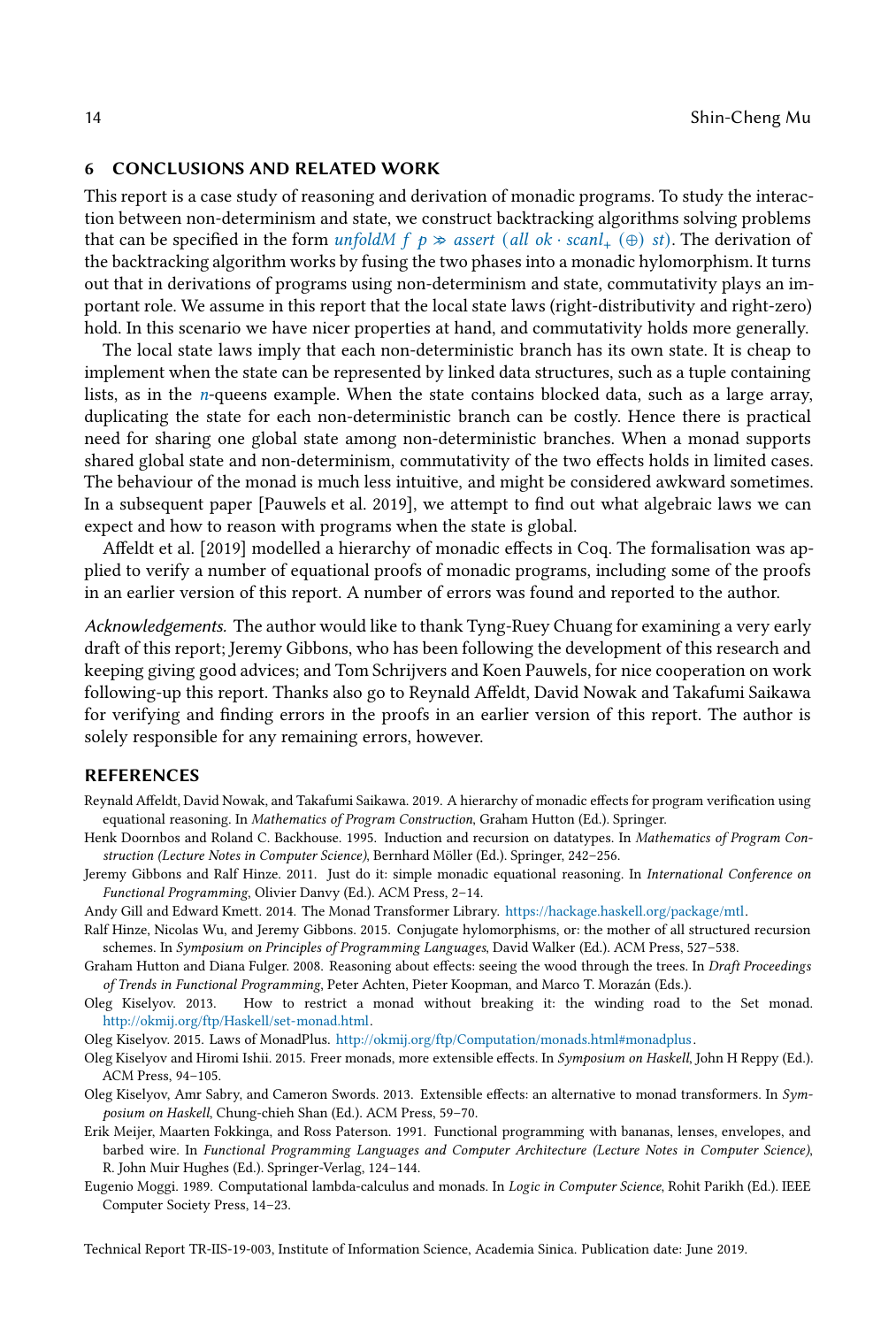## 6 CONCLUSIONS AND RELATED WORK

This report is a case study of reasoning and derivation of monadic programs. To study the interaction between non-determinism and state, we construct backtracking algorithms solving problems that can be specified in the form $\mathit{unfoldM}\ f\ p \gg \mathit{assert}\ (\mathit{all}\ \mathit{ok} \cdot \mathit{scanl}_{+}\ (\oplus)\ \mathit{st})$. The derivation of the backtracking algorithm works by fusing the two phases into a monadic hylomorphism. It turns out that in derivations of programs using non-determinism and state, commutativity plays an important role. We assume in this report that the local state laws (right-distributivity and right-zero) hold. In this scenario we have nicer properties at hand, and commutativity holds more generally.

The local state laws imply that each non-deterministic branch has its own state. It is cheap to implement when the state can be represented by linked data structures, such as a tuple containing lists, as in the $n$-queens example. When the state contains blocked data, such as a large array, duplicating the state for each non-deterministic branch can be costly. Hence there is practical need for sharing one global state among non-deterministic branches. When a monad supports shared global state and non-determinism, commutativity of the two effects holds in limited cases. The behaviour of the monad is much less intuitive, and might be considered awkward sometimes. In a subsequent paper [Pauwels et al. 2019], we attempt to find out what algebraic laws we can expect and how to reason with programs when the state is global.

Affeldt et al. [2019] modelled a hierarchy of monadic effects in Coq. The formalisation was applied to verify a number of equational proofs of monadic programs, including some of the proofs in an earlier version of this report. A number of errors was found and reported to the author.

*Acknowledgements.* The author would like to thank Tyng-Ruey Chuang for examining a very early draft of this report; Jeremy Gibbons, who has been following the development of this research and keeping giving good advices; and Tom Schrijvers and Koen Pauwels, for nice cooperation on work following-up this report. Thanks also go to Reynald Affeldt, David Nowak and Takafumi Saikawa for verifying and finding errors in the proofs in an earlier version of this report. The author is solely responsible for any remaining errors, however.

## REFERENCES

Reynald Affeldt, David Nowak, and Takafumi Saikawa. 2019. A hierarchy of monadic effects for program verification using equational reasoning. In *Mathematics of Program Construction*, Graham Hutton (Ed.). Springer.

Henk Doornbos and Roland C. Backhouse. 1995. Induction and recursion on datatypes. In *Mathematics of Program Construction (Lecture Notes in Computer Science)*, Bernhard Möller (Ed.). Springer, 242–256.

Jeremy Gibbons and Ralf Hinze. 2011. Just do it: simple monadic equational reasoning. In *International Conference on Functional Programming*, Olivier Danvy (Ed.). ACM Press, 2–14.

Andy Gill and Edward Kmett. 2014. The Monad Transformer Library. https://hackage.haskell.org/package/mtl.

Ralf Hinze, Nicolas Wu, and Jeremy Gibbons. 2015. Conjugate hylomorphisms, or: the mother of all structured recursion schemes. In *Symposium on Principles of Programming Languages*, David Walker (Ed.). ACM Press, 527–538.

Graham Hutton and Diana Fulger. 2008. Reasoning about effects: seeing the wood through the trees. In *Draft Proceedings of Trends in Functional Programming*, Peter Achten, Pieter Koopman, and Marco T. Morazán (Eds.).

Oleg Kiselyov. 2013. How to restrict a monad without breaking it: the winding road to the Set monad. http://okmij.org/ftp/Haskell/set-monad.html.

Oleg Kiselyov. 2015. Laws of MonadPlus. http://okmij.org/ftp/Computation/monads.html#monadplus.

Oleg Kiselyov and Hiromi Ishii. 2015. Freer monads, more extensible effects. In *Symposium on Haskell*, John H Reppy (Ed.). ACM Press, 94–105.

Oleg Kiselyov, Amr Sabry, and Cameron Swords. 2013. Extensible effects: an alternative to monad transformers. In *Symposium on Haskell*, Chung-chieh Shan (Ed.). ACM Press, 59–70.

Erik Meijer, Maarten Fokkinga, and Ross Paterson. 1991. Functional programming with bananas, lenses, envelopes, and barbed wire. In *Functional Programming Languages and Computer Architecture (Lecture Notes in Computer Science)*, R. John Muir Hughes (Ed.). Springer-Verlag, 124–144.

Eugenio Moggi. 1989. Computational lambda-calculus and monads. In *Logic in Computer Science*, Rohit Parikh (Ed.). IEEE Computer Society Press, 14–23.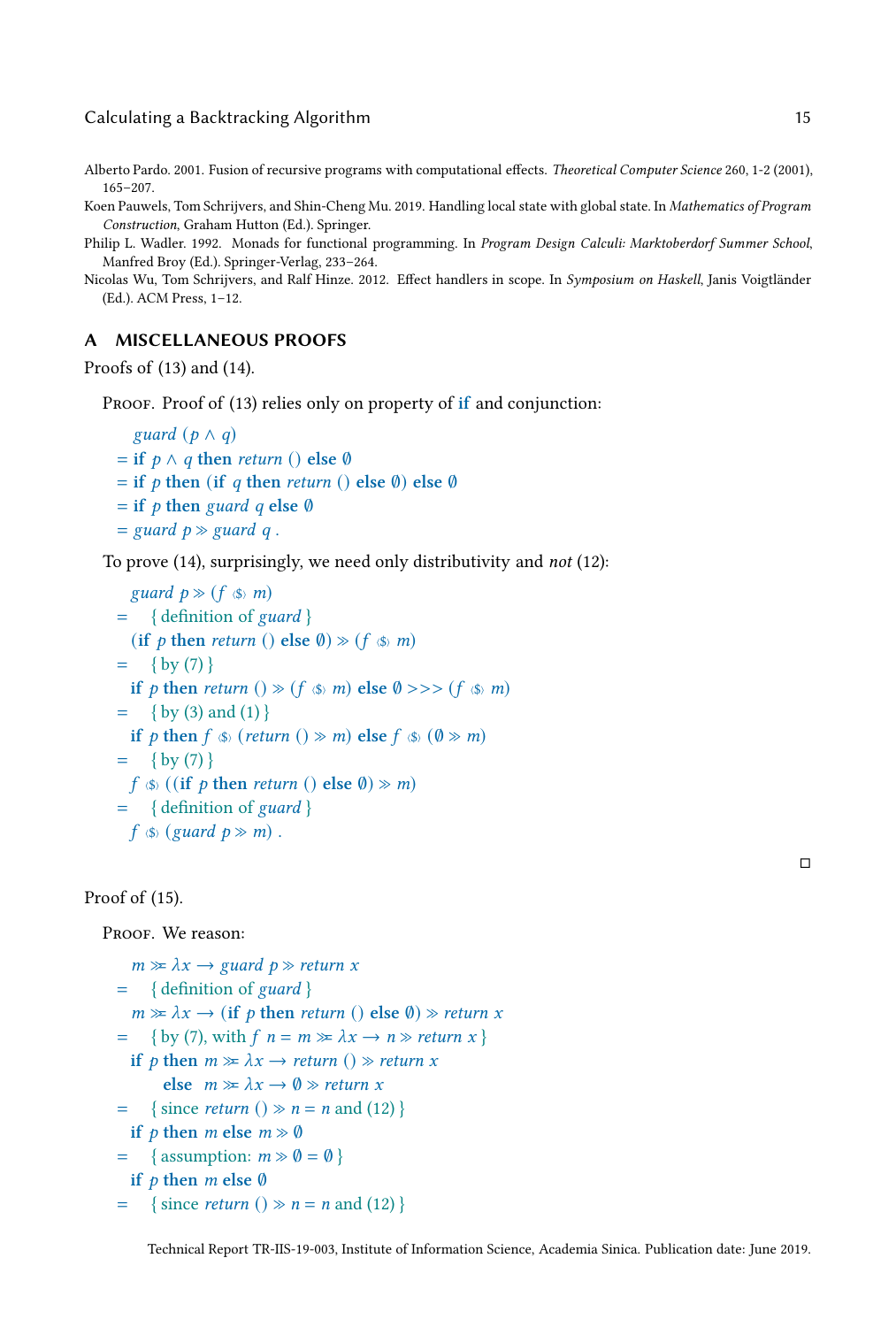Alberto Pardo. 2001. Fusion of recursive programs with computational effects. *Theoretical Computer Science* 260, 1-2 (2001), 165–207.

Koen Pauwels, Tom Schrijvers, and Shin-Cheng Mu. 2019. Handling local state with global state. In *Mathematics of Program Construction*, Graham Hutton (Ed.). Springer.

Philip L. Wadler. 1992. Monads for functional programming. In *Program Design Calculi: Marktoberdorf Summer School*, Manfred Broy (Ed.). Springer-Verlag, 233–264.

Nicolas Wu, Tom Schrijvers, and Ralf Hinze. 2012. Effect handlers in scope. In *Symposium on Haskell*, Janis Voigtländer (Ed.). ACM Press, 1–12.

## A MISCELLANEOUS PROOFS

Proofs of (13) and (14).

Proof. Proof of (13) relies only on property of **if** and conjunction:

$$
\begin{aligned}
& \mathit{guard}\ (p \wedge q) \\
=\ & \mathbf{if}\ p \wedge q\ \mathbf{then}\ \mathit{return}\ ()\ \mathbf{else}\ \emptyset \\
=\ & \mathbf{if}\ p\ \mathbf{then}\ (\mathbf{if}\ q\ \mathbf{then}\ \mathit{return}\ ()\ \mathbf{else}\ \emptyset)\ \mathbf{else}\ \emptyset \\
=\ & \mathbf{if}\ p\ \mathbf{then}\ \mathit{guard}\ q\ \mathbf{else}\ \emptyset \\
=\ & \mathit{guard}\ p \gg \mathit{guard}\ q\ .
\end{aligned}
$$

To prove (14), surprisingly, we need only distributivity and *not* (12):

$$
\begin{aligned}
& \mathit{guard}\ p \gg (f \,\langle\$\rangle\, m) \\
=\ & \quad \{\text{definition of } \mathit{guard}\} \\
& (\mathbf{if}\ p\ \mathbf{then}\ \mathit{return}\ ()\ \mathbf{else}\ \emptyset) \gg (f \,\langle\$\rangle\, m) \\
=\ & \quad \{\text{by (7)}\} \\
& \mathbf{if}\ p\ \mathbf{then}\ \mathit{return}\ () \gg (f \,\langle\$\rangle\, m)\ \mathbf{else}\ \emptyset >>> (f \,\langle\$\rangle\, m) \\
=\ & \quad \{\text{by (3) and (1)}\} \\
& \mathbf{if}\ p\ \mathbf{then}\ f \,\langle\$\rangle\, (\mathit{return}\ () \gg m)\ \mathbf{else}\ f \,\langle\$\rangle\, (\emptyset \gg m) \\
=\ & \quad \{\text{by (7)}\} \\
& f \,\langle\$\rangle\, ((\mathbf{if}\ p\ \mathbf{then}\ \mathit{return}\ ()\ \mathbf{else}\ \emptyset) \gg m) \\
=\ & \quad \{\text{definition of } \mathit{guard}\} \\
& f \,\langle\$\rangle\, (\mathit{guard}\ p \gg m)\ .
\end{aligned}
$$

□

Proof of (15).

Proof. We reason:

$$
\begin{aligned}
& m \gg\!= \lambda x \rightarrow \mathit{guard}\ p \gg \mathit{return}\ x \\
=\ & \quad \{\text{definition of } \mathit{guard}\} \\
& m \gg\!= \lambda x \rightarrow (\mathbf{if}\ p\ \mathbf{then}\ \mathit{return}\ ()\ \mathbf{else}\ \emptyset) \gg \mathit{return}\ x \\
=\ & \quad \{\text{by (7), with } f\ n = m \gg\!= \lambda x \rightarrow n \gg \mathit{return}\ x\} \\
& \mathbf{if}\ p\ \mathbf{then}\ m \gg\!= \lambda x \rightarrow \mathit{return}\ () \gg \mathit{return}\ x \\
& \qquad \mathbf{else}\ \ m \gg\!= \lambda x \rightarrow \emptyset \gg \mathit{return}\ x \\
=\ & \quad \{\text{since } \mathit{return}\ () \gg n = n \text{ and (12)}\} \\
& \mathbf{if}\ p\ \mathbf{then}\ m\ \mathbf{else}\ m \gg \emptyset \\
=\ & \quad \{\text{assumption: } m \gg \emptyset = \emptyset\} \\
& \mathbf{if}\ p\ \mathbf{then}\ m\ \mathbf{else}\ \emptyset \\
=\ & \quad \{\text{since } \mathit{return}\ () \gg n = n \text{ and (12)}\}
\end{aligned}
$$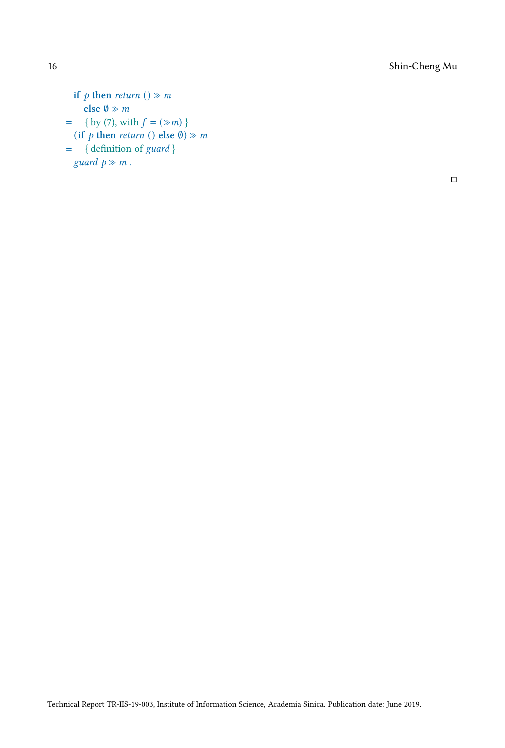$$
\begin{array}{ll}
& \textbf{if}\ p\ \textbf{then}\ \mathit{return}\ ()\gg m \\
& \quad \textbf{else}\ \emptyset \gg m \\
= & \quad \{\ \text{by (7), with}\ f = (\gg m)\ \} \\
& (\textbf{if}\ p\ \textbf{then}\ \mathit{return}\ ()\ \textbf{else}\ \emptyset) \gg m \\
= & \quad \{\ \text{definition of}\ \mathit{guard}\ \} \\
& \mathit{guard}\ p \gg m\ .
\end{array}
$$

□